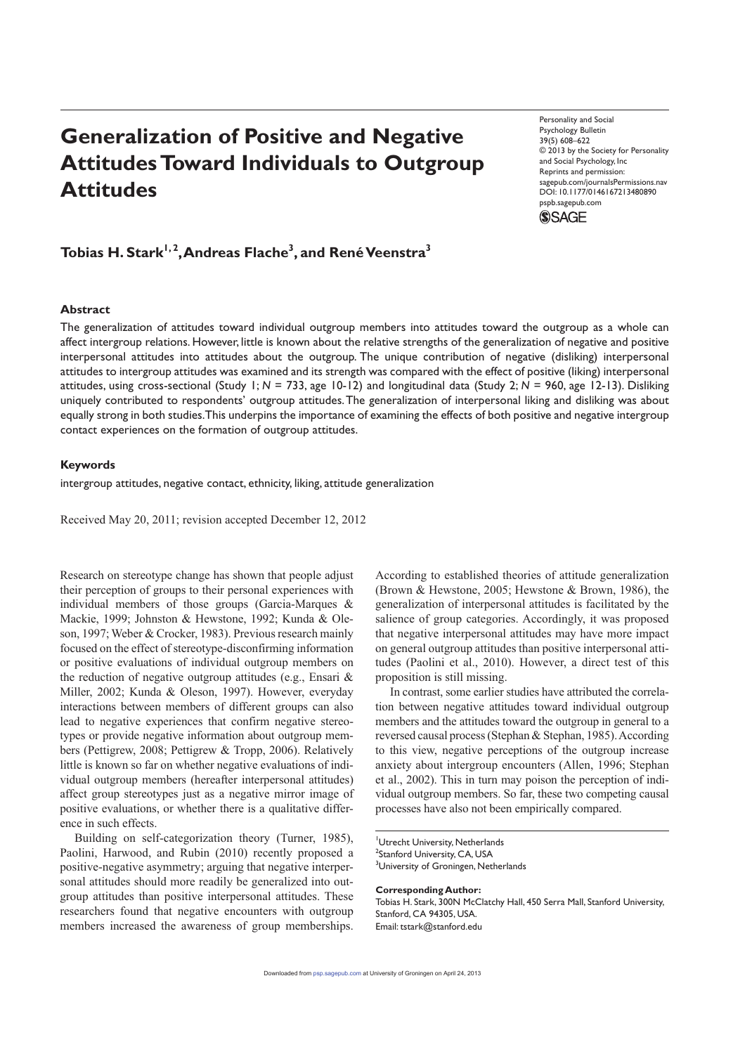# Generalization of Positive and Negative Attitudes Toward Individuals to Outgroup Attitudes

**Tobias H. Stark[1,2], Andreas Flache[3], and René Veenstra[3]**

### Abstract

The generalization of attitudes toward individual outgroup members into attitudes toward the outgroup as a whole can affect intergroup relations. However, little is known about the relative strengths of the generalization of negative and positive interpersonal attitudes into attitudes about the outgroup. The unique contribution of negative (disliking) interpersonal attitudes to intergroup attitudes was examined and its strength was compared with the effect of positive (liking) interpersonal attitudes, using cross-sectional (Study 1; *N* = 733, age 10-12) and longitudinal data (Study 2; *N* = 960, age 12-13). Disliking uniquely contributed to respondents' outgroup attitudes. The generalization of interpersonal liking and disliking was about equally strong in both studies. This underpins the importance of examining the effects of both positive and negative intergroup contact experiences on the formation of outgroup attitudes.

### Keywords

intergroup attitudes, negative contact, ethnicity, liking, attitude generalization

Received May 20, 2011; revision accepted December 12, 2012

Research on stereotype change has shown that people adjust their perception of groups to their personal experiences with individual members of those groups (Garcia-Marques & Mackie, 1999; Johnston & Hewstone, 1992; Kunda & Oleson, 1997; Weber & Crocker, 1983). Previous research mainly focused on the effect of stereotype-disconfirming information or positive evaluations of individual outgroup members on the reduction of negative outgroup attitudes (e.g., Ensari & Miller, 2002; Kunda & Oleson, 1997). However, everyday interactions between members of different groups can also lead to negative experiences that confirm negative stereotypes or provide negative information about outgroup members (Pettigrew, 2008; Pettigrew & Tropp, 2006). Relatively little is known so far on whether negative evaluations of individual outgroup members (hereafter interpersonal attitudes) affect group stereotypes just as a negative mirror image of positive evaluations, or whether there is a qualitative difference in such effects.

Building on self-categorization theory (Turner, 1985), Paolini, Harwood, and Rubin (2010) recently proposed a positive-negative asymmetry; arguing that negative interpersonal attitudes should more readily be generalized into outgroup attitudes than positive interpersonal attitudes. These researchers found that negative encounters with outgroup members increased the awareness of group memberships. According to established theories of attitude generalization (Brown & Hewstone, 2005; Hewstone & Brown, 1986), the generalization of interpersonal attitudes is facilitated by the salience of group categories. Accordingly, it was proposed that negative interpersonal attitudes may have more impact on general outgroup attitudes than positive interpersonal attitudes (Paolini et al., 2010). However, a direct test of this proposition is still missing.

In contrast, some earlier studies have attributed the correlation between negative attitudes toward individual outgroup members and the attitudes toward the outgroup in general to a reversed causal process (Stephan & Stephan, 1985). According to this view, negative perceptions of the outgroup increase anxiety about intergroup encounters (Allen, 1996; Stephan et al., 2002). This in turn may poison the perception of individual outgroup members. So far, these two competing causal processes have also not been empirically compared.

[1]Utrecht University, Netherlands
[2]Stanford University, CA, USA
[3]University of Groningen, Netherlands

**Corresponding Author:**
Tobias H. Stark, 300N McClatchy Hall, 450 Serra Mall, Stanford University, Stanford, CA 94305, USA.
Email: tstark@stanford.edu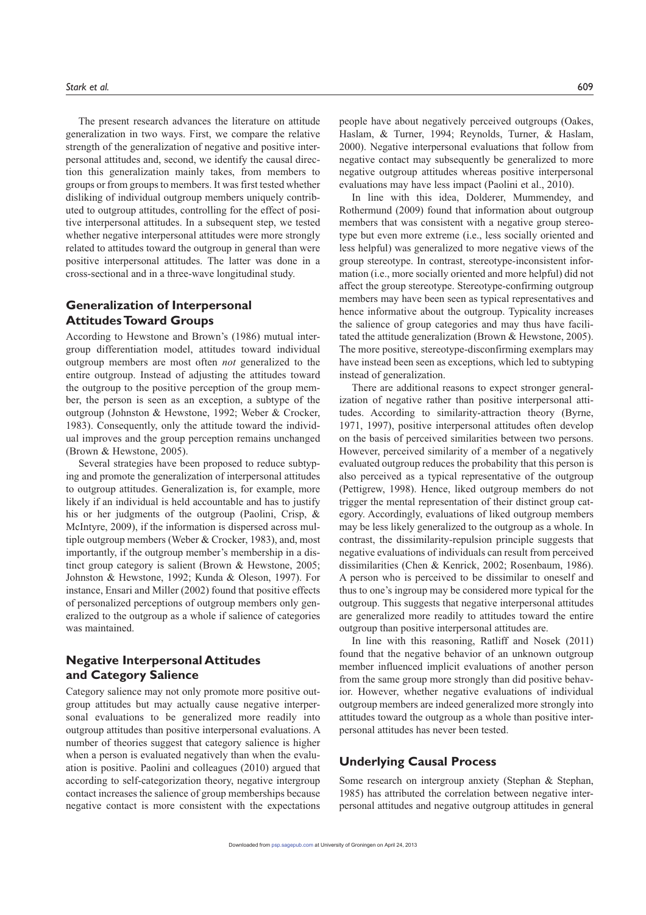The present research advances the literature on attitude generalization in two ways. First, we compare the relative strength of the generalization of negative and positive interpersonal attitudes and, second, we identify the causal direction this generalization mainly takes, from members to groups or from groups to members. It was first tested whether disliking of individual outgroup members uniquely contributed to outgroup attitudes, controlling for the effect of positive interpersonal attitudes. In a subsequent step, we tested whether negative interpersonal attitudes were more strongly related to attitudes toward the outgroup in general than were positive interpersonal attitudes. The latter was done in a cross-sectional and in a three-wave longitudinal study.

## Generalization of Interpersonal Attitudes Toward Groups

According to Hewstone and Brown's (1986) mutual intergroup differentiation model, attitudes toward individual outgroup members are most often *not* generalized to the entire outgroup. Instead of adjusting the attitudes toward the outgroup to the positive perception of the group member, the person is seen as an exception, a subtype of the outgroup (Johnston & Hewstone, 1992; Weber & Crocker, 1983). Consequently, only the attitude toward the individual improves and the group perception remains unchanged (Brown & Hewstone, 2005).

Several strategies have been proposed to reduce subtyping and promote the generalization of interpersonal attitudes to outgroup attitudes. Generalization is, for example, more likely if an individual is held accountable and has to justify his or her judgments of the outgroup (Paolini, Crisp, & McIntyre, 2009), if the information is dispersed across multiple outgroup members (Weber & Crocker, 1983), and, most importantly, if the outgroup member's membership in a distinct group category is salient (Brown & Hewstone, 2005; Johnston & Hewstone, 1992; Kunda & Oleson, 1997). For instance, Ensari and Miller (2002) found that positive effects of personalized perceptions of outgroup members only generalized to the outgroup as a whole if salience of categories was maintained.

## Negative Interpersonal Attitudes and Category Salience

Category salience may not only promote more positive outgroup attitudes but may actually cause negative interpersonal evaluations to be generalized more readily into outgroup attitudes than positive interpersonal evaluations. A number of theories suggest that category salience is higher when a person is evaluated negatively than when the evaluation is positive. Paolini and colleagues (2010) argued that according to self-categorization theory, negative intergroup contact increases the salience of group memberships because negative contact is more consistent with the expectations people have about negatively perceived outgroups (Oakes, Haslam, & Turner, 1994; Reynolds, Turner, & Haslam, 2000). Negative interpersonal evaluations that follow from negative contact may subsequently be generalized to more negative outgroup attitudes whereas positive interpersonal evaluations may have less impact (Paolini et al., 2010).

In line with this idea, Dolderer, Mummendey, and Rothermund (2009) found that information about outgroup members that was consistent with a negative group stereotype but even more extreme (i.e., less socially oriented and less helpful) was generalized to more negative views of the group stereotype. In contrast, stereotype-inconsistent information (i.e., more socially oriented and more helpful) did not affect the group stereotype. Stereotype-confirming outgroup members may have been seen as typical representatives and hence informative about the outgroup. Typicality increases the salience of group categories and may thus have facilitated the attitude generalization (Brown & Hewstone, 2005). The more positive, stereotype-disconfirming exemplars may have instead been seen as exceptions, which led to subtyping instead of generalization.

There are additional reasons to expect stronger generalization of negative rather than positive interpersonal attitudes. According to similarity-attraction theory (Byrne, 1971, 1997), positive interpersonal attitudes often develop on the basis of perceived similarities between two persons. However, perceived similarity of a member of a negatively evaluated outgroup reduces the probability that this person is also perceived as a typical representative of the outgroup (Pettigrew, 1998). Hence, liked outgroup members do not trigger the mental representation of their distinct group category. Accordingly, evaluations of liked outgroup members may be less likely generalized to the outgroup as a whole. In contrast, the dissimilarity-repulsion principle suggests that negative evaluations of individuals can result from perceived dissimilarities (Chen & Kenrick, 2002; Rosenbaum, 1986). A person who is perceived to be dissimilar to oneself and thus to one's ingroup may be considered more typical for the outgroup. This suggests that negative interpersonal attitudes are generalized more readily to attitudes toward the entire outgroup than positive interpersonal attitudes are.

In line with this reasoning, Ratliff and Nosek (2011) found that the negative behavior of an unknown outgroup member influenced implicit evaluations of another person from the same group more strongly than did positive behavior. However, whether negative evaluations of individual outgroup members are indeed generalized more strongly into attitudes toward the outgroup as a whole than positive interpersonal attitudes has never been tested.

## Underlying Causal Process

Some research on intergroup anxiety (Stephan & Stephan, 1985) has attributed the correlation between negative interpersonal attitudes and negative outgroup attitudes in general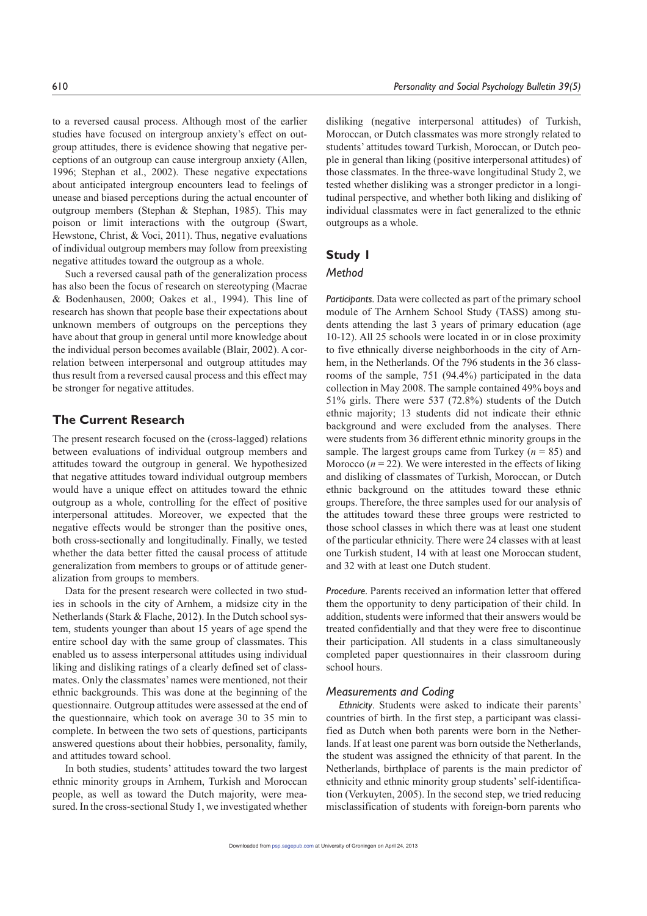to a reversed causal process. Although most of the earlier studies have focused on intergroup anxiety's effect on outgroup attitudes, there is evidence showing that negative perceptions of an outgroup can cause intergroup anxiety (Allen, 1996; Stephan et al., 2002). These negative expectations about anticipated intergroup encounters lead to feelings of unease and biased perceptions during the actual encounter of outgroup members (Stephan & Stephan, 1985). This may poison or limit interactions with the outgroup (Swart, Hewstone, Christ, & Voci, 2011). Thus, negative evaluations of individual outgroup members may follow from preexisting negative attitudes toward the outgroup as a whole.

Such a reversed causal path of the generalization process has also been the focus of research on stereotyping (Macrae & Bodenhausen, 2000; Oakes et al., 1994). This line of research has shown that people base their expectations about unknown members of outgroups on the perceptions they have about that group in general until more knowledge about the individual person becomes available (Blair, 2002). A correlation between interpersonal and outgroup attitudes may thus result from a reversed causal process and this effect may be stronger for negative attitudes.

## The Current Research

The present research focused on the (cross-lagged) relations between evaluations of individual outgroup members and attitudes toward the outgroup in general. We hypothesized that negative attitudes toward individual outgroup members would have a unique effect on attitudes toward the ethnic outgroup as a whole, controlling for the effect of positive interpersonal attitudes. Moreover, we expected that the negative effects would be stronger than the positive ones, both cross-sectionally and longitudinally. Finally, we tested whether the data better fitted the causal process of attitude generalization from members to groups or of attitude generalization from groups to members.

Data for the present research were collected in two studies in schools in the city of Arnhem, a midsize city in the Netherlands (Stark & Flache, 2012). In the Dutch school system, students younger than about 15 years of age spend the entire school day with the same group of classmates. This enabled us to assess interpersonal attitudes using individual liking and disliking ratings of a clearly defined set of classmates. Only the classmates' names were mentioned, not their ethnic backgrounds. This was done at the beginning of the questionnaire. Outgroup attitudes were assessed at the end of the questionnaire, which took on average 30 to 35 min to complete. In between the two sets of questions, participants answered questions about their hobbies, personality, family, and attitudes toward school.

In both studies, students' attitudes toward the two largest ethnic minority groups in Arnhem, Turkish and Moroccan people, as well as toward the Dutch majority, were measured. In the cross-sectional Study 1, we investigated whether disliking (negative interpersonal attitudes) of Turkish, Moroccan, or Dutch classmates was more strongly related to students' attitudes toward Turkish, Moroccan, or Dutch people in general than liking (positive interpersonal attitudes) of those classmates. In the three-wave longitudinal Study 2, we tested whether disliking was a stronger predictor in a longitudinal perspective, and whether both liking and disliking of individual classmates were in fact generalized to the ethnic outgroups as a whole.

## Study 1

### Method

*Participants.* Data were collected as part of the primary school module of The Arnhem School Study (TASS) among students attending the last 3 years of primary education (age 10-12). All 25 schools were located in or in close proximity to five ethnically diverse neighborhoods in the city of Arnhem, in the Netherlands. Of the 796 students in the 36 classrooms of the sample, 751 (94.4%) participated in the data collection in May 2008. The sample contained 49% boys and 51% girls. There were 537 (72.8%) students of the Dutch ethnic majority; 13 students did not indicate their ethnic background and were excluded from the analyses. There were students from 36 different ethnic minority groups in the sample. The largest groups came from Turkey ($n$ = 85) and Morocco ($n$ = 22). We were interested in the effects of liking and disliking of classmates of Turkish, Moroccan, or Dutch ethnic background on the attitudes toward these ethnic groups. Therefore, the three samples used for our analysis of the attitudes toward these three groups were restricted to those school classes in which there was at least one student of the particular ethnicity. There were 24 classes with at least one Turkish student, 14 with at least one Moroccan student, and 32 with at least one Dutch student.

*Procedure.* Parents received an information letter that offered them the opportunity to deny participation of their child. In addition, students were informed that their answers would be treated confidentially and that they were free to discontinue their participation. All students in a class simultaneously completed paper questionnaires in their classroom during school hours.

### Measurements and Coding

*Ethnicity.* Students were asked to indicate their parents' countries of birth. In the first step, a participant was classified as Dutch when both parents were born in the Netherlands. If at least one parent was born outside the Netherlands, the student was assigned the ethnicity of that parent. In the Netherlands, birthplace of parents is the main predictor of ethnicity and ethnic minority group students' self-identification (Verkuyten, 2005). In the second step, we tried reducing misclassification of students with foreign-born parents who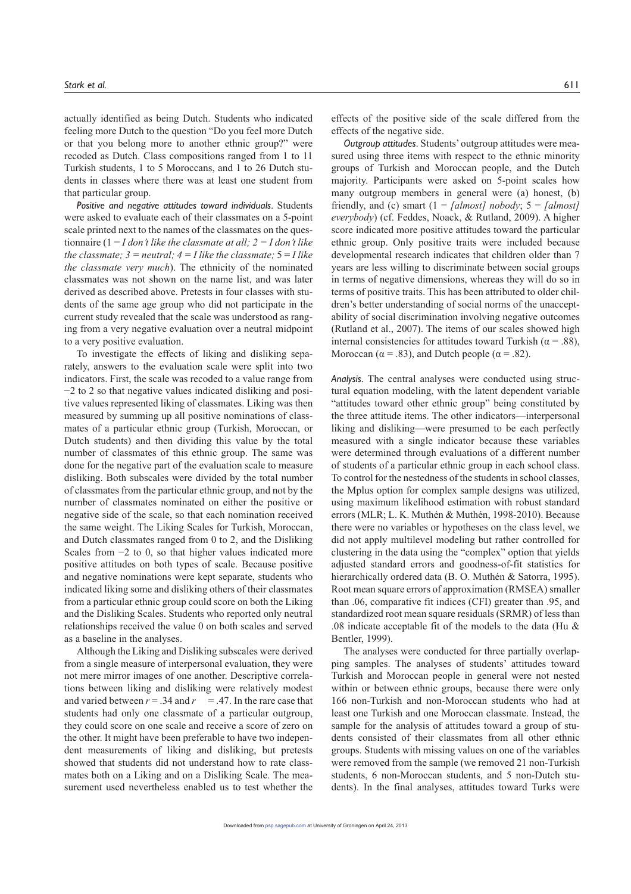actually identified as being Dutch. Students who indicated feeling more Dutch to the question "Do you feel more Dutch or that you belong more to another ethnic group?" were recoded as Dutch. Class compositions ranged from 1 to 11 Turkish students, 1 to 5 Moroccans, and 1 to 26 Dutch students in classes where there was at least one student from that particular group.

*Positive and negative attitudes toward individuals*. Students were asked to evaluate each of their classmates on a 5-point scale printed next to the names of the classmates on the questionnaire (1 = *I don't like the classmate at all; 2 = I don't like the classmate; 3 = neutral; 4 = I like the classmate;* 5 = *I like the classmate very much*). The ethnicity of the nominated classmates was not shown on the name list, and was later derived as described above. Pretests in four classes with students of the same age group who did not participate in the current study revealed that the scale was understood as ranging from a very negative evaluation over a neutral midpoint to a very positive evaluation.

To investigate the effects of liking and disliking separately, answers to the evaluation scale were split into two indicators. First, the scale was recoded to a value range from −2 to 2 so that negative values indicated disliking and positive values represented liking of classmates. Liking was then measured by summing up all positive nominations of classmates of a particular ethnic group (Turkish, Moroccan, or Dutch students) and then dividing this value by the total number of classmates of this ethnic group. The same was done for the negative part of the evaluation scale to measure disliking. Both subscales were divided by the total number of classmates from the particular ethnic group, and not by the number of classmates nominated on either the positive or negative side of the scale, so that each nomination received the same weight. The Liking Scales for Turkish, Moroccan, and Dutch classmates ranged from 0 to 2, and the Disliking Scales from −2 to 0, so that higher values indicated more positive attitudes on both types of scale. Because positive and negative nominations were kept separate, students who indicated liking some and disliking others of their classmates from a particular ethnic group could score on both the Liking and the Disliking Scales. Students who reported only neutral relationships received the value 0 on both scales and served as a baseline in the analyses.

Although the Liking and Disliking subscales were derived from a single measure of interpersonal evaluation, they were not mere mirror images of one another. Descriptive correlations between liking and disliking were relatively modest and varied between $r = .34$ and $r = .47$. In the rare case that students had only one classmate of a particular outgroup, they could score on one scale and receive a score of zero on the other. It might have been preferable to have two independent measurements of liking and disliking, but pretests showed that students did not understand how to rate classmates both on a Liking and on a Disliking Scale. The measurement used nevertheless enabled us to test whether the effects of the positive side of the scale differed from the effects of the negative side.

*Outgroup attitudes*. Students' outgroup attitudes were measured using three items with respect to the ethnic minority groups of Turkish and Moroccan people, and the Dutch majority. Participants were asked on 5-point scales how many outgroup members in general were (a) honest, (b) friendly, and (c) smart (1 = *[almost] nobody*; 5 = *[almost] everybody*) (cf. Feddes, Noack, & Rutland, 2009). A higher score indicated more positive attitudes toward the particular ethnic group. Only positive traits were included because developmental research indicates that children older than 7 years are less willing to discriminate between social groups in terms of negative dimensions, whereas they will do so in terms of positive traits. This has been attributed to older children's better understanding of social norms of the unacceptability of social discrimination involving negative outcomes (Rutland et al., 2007). The items of our scales showed high internal consistencies for attitudes toward Turkish ($\alpha = .88$), Moroccan ($\alpha = .83$), and Dutch people ($\alpha = .82$).

*Analysis*. The central analyses were conducted using structural equation modeling, with the latent dependent variable "attitudes toward other ethnic group" being constituted by the three attitude items. The other indicators—interpersonal liking and disliking—were presumed to be each perfectly measured with a single indicator because these variables were determined through evaluations of a different number of students of a particular ethnic group in each school class. To control for the nestedness of the students in school classes, the Mplus option for complex sample designs was utilized, using maximum likelihood estimation with robust standard errors (MLR; L. K. Muthén & Muthén, 1998-2010). Because there were no variables or hypotheses on the class level, we did not apply multilevel modeling but rather controlled for clustering in the data using the "complex" option that yields adjusted standard errors and goodness-of-fit statistics for hierarchically ordered data (B. O. Muthén & Satorra, 1995). Root mean square errors of approximation (RMSEA) smaller than .06, comparative fit indices (CFI) greater than .95, and standardized root mean square residuals (SRMR) of less than .08 indicate acceptable fit of the models to the data (Hu & Bentler, 1999).

The analyses were conducted for three partially overlapping samples. The analyses of students' attitudes toward Turkish and Moroccan people in general were not nested within or between ethnic groups, because there were only 166 non-Turkish and non-Moroccan students who had at least one Turkish and one Moroccan classmate. Instead, the sample for the analysis of attitudes toward a group of students consisted of their classmates from all other ethnic groups. Students with missing values on one of the variables were removed from the sample (we removed 21 non-Turkish students, 6 non-Moroccan students, and 5 non-Dutch students). In the final analyses, attitudes toward Turks were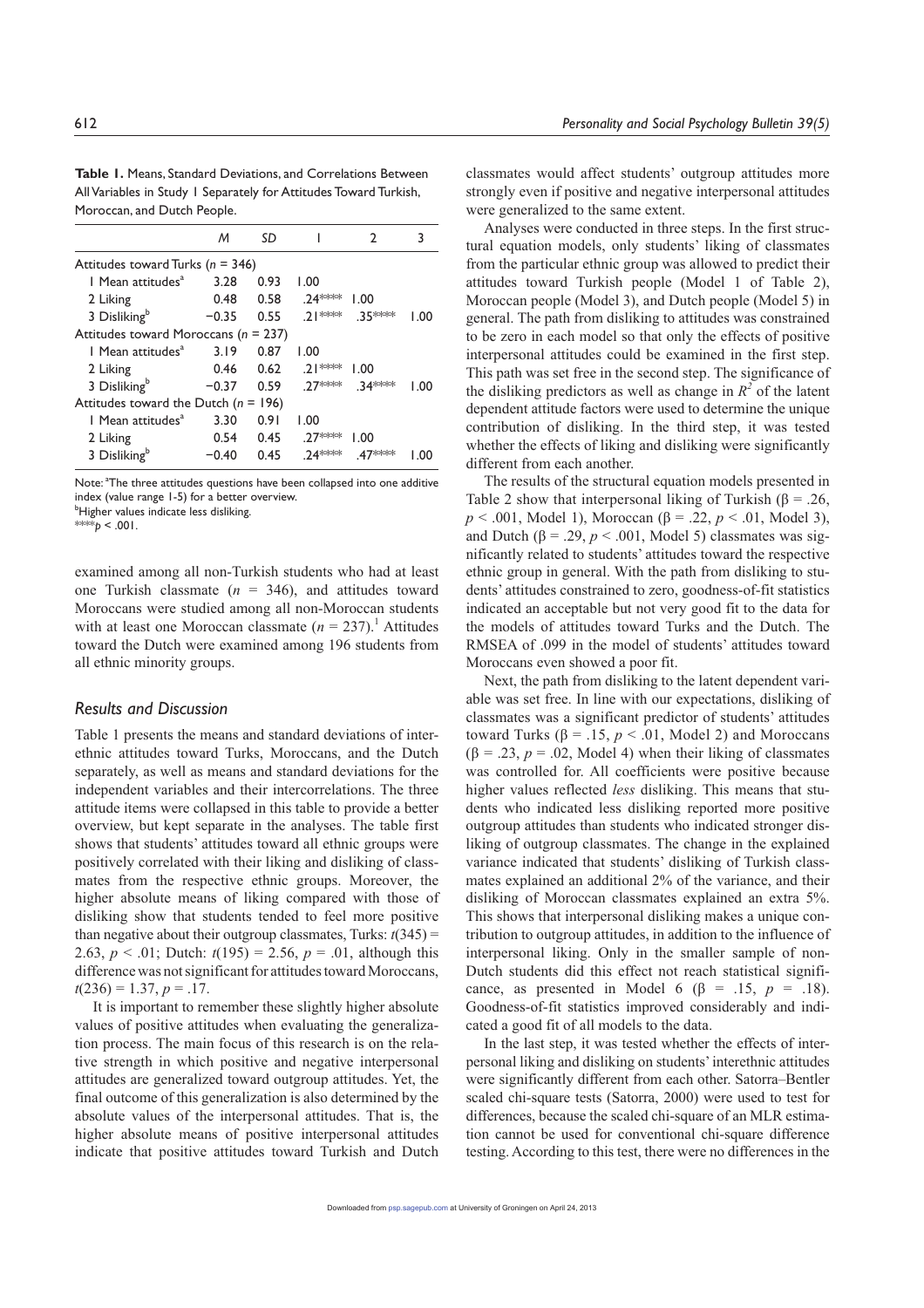**Table 1.** Means, Standard Deviations, and Correlations Between All Variables in Study 1 Separately for Attitudes Toward Turkish, Moroccan, and Dutch People.

| | *M* | *SD* | 1 | 2 | 3 |
|---|---|---|---|---|---|
| Attitudes toward Turks ($n$ = 346) | | | | | |
| 1 Mean attitudes[a] | 3.28 | 0.93 | 1.00 | | |
| 2 Liking | 0.48 | 0.58 | .24**** | 1.00 | |
| 3 Disliking[b] | −0.35 | 0.55 | .21**** | .35**** | 1.00 |
| Attitudes toward Moroccans ($n$ = 237) | | | | | |
| 1 Mean attitudes[a] | 3.19 | 0.87 | 1.00 | | |
| 2 Liking | 0.46 | 0.62 | .21**** | 1.00 | |
| 3 Disliking[b] | −0.37 | 0.59 | .27**** | .34**** | 1.00 |
| Attitudes toward the Dutch ($n$ = 196) | | | | | |
| 1 Mean attitudes[a] | 3.30 | 0.91 | 1.00 | | |
| 2 Liking | 0.54 | 0.45 | .27**** | 1.00 | |
| 3 Disliking[b] | −0.40 | 0.45 | .24**** | .47**** | 1.00 |

Note: [a]The three attitudes questions have been collapsed into one additive index (value range 1-5) for a better overview.
[b]Higher values indicate less disliking.
****$p$ < .001.

examined among all non-Turkish students who had at least one Turkish classmate ($n$ = 346), and attitudes toward Moroccans were studied among all non-Moroccan students with at least one Moroccan classmate ($n$ = 237).[1] Attitudes toward the Dutch were examined among 196 students from all ethnic minority groups.

## *Results and Discussion*

Table 1 presents the means and standard deviations of interethnic attitudes toward Turks, Moroccans, and the Dutch separately, as well as means and standard deviations for the independent variables and their intercorrelations. The three attitude items were collapsed in this table to provide a better overview, but kept separate in the analyses. The table first shows that students' attitudes toward all ethnic groups were positively correlated with their liking and disliking of classmates from the respective ethnic groups. Moreover, the higher absolute means of liking compared with those of disliking show that students tended to feel more positive than negative about their outgroup classmates, Turks: $t(345)$ = 2.63, $p$ < .01; Dutch: $t(195)$ = 2.56, $p$ = .01, although this difference was not significant for attitudes toward Moroccans, $t(236)$ = 1.37, $p$ = .17.

It is important to remember these slightly higher absolute values of positive attitudes when evaluating the generalization process. The main focus of this research is on the relative strength in which positive and negative interpersonal attitudes are generalized toward outgroup attitudes. Yet, the final outcome of this generalization is also determined by the absolute values of the interpersonal attitudes. That is, the higher absolute means of positive interpersonal attitudes indicate that positive attitudes toward Turkish and Dutch classmates would affect students' outgroup attitudes more strongly even if positive and negative interpersonal attitudes were generalized to the same extent.

Analyses were conducted in three steps. In the first structural equation models, only students' liking of classmates from the particular ethnic group was allowed to predict their attitudes toward Turkish people (Model 1 of Table 2), Moroccan people (Model 3), and Dutch people (Model 5) in general. The path from disliking to attitudes was constrained to be zero in each model so that only the effects of positive interpersonal attitudes could be examined in the first step. This path was set free in the second step. The significance of the disliking predictors as well as change in $R^2$ of the latent dependent attitude factors were used to determine the unique contribution of disliking. In the third step, it was tested whether the effects of liking and disliking were significantly different from each another.

The results of the structural equation models presented in Table 2 show that interpersonal liking of Turkish (β = .26, $p$ < .001, Model 1), Moroccan (β = .22, $p$ < .01, Model 3), and Dutch (β = .29, $p$ < .001, Model 5) classmates was significantly related to students' attitudes toward the respective ethnic group in general. With the path from disliking to students' attitudes constrained to zero, goodness-of-fit statistics indicated an acceptable but not very good fit to the data for the models of attitudes toward Turks and the Dutch. The RMSEA of .099 in the model of students' attitudes toward Moroccans even showed a poor fit.

Next, the path from disliking to the latent dependent variable was set free. In line with our expectations, disliking of classmates was a significant predictor of students' attitudes toward Turks (β = .15, $p$ < .01, Model 2) and Moroccans (β = .23, $p$ = .02, Model 4) when their liking of classmates was controlled for. All coefficients were positive because higher values reflected *less* disliking. This means that students who indicated less disliking reported more positive outgroup attitudes than students who indicated stronger disliking of outgroup classmates. The change in the explained variance indicated that students' disliking of Turkish classmates explained an additional 2% of the variance, and their disliking of Moroccan classmates explained an extra 5%. This shows that interpersonal disliking makes a unique contribution to outgroup attitudes, in addition to the influence of interpersonal liking. Only in the smaller sample of non-Dutch students did this effect not reach statistical significance, as presented in Model 6 (β = .15, $p$ = .18). Goodness-of-fit statistics improved considerably and indicated a good fit of all models to the data.

In the last step, it was tested whether the effects of interpersonal liking and disliking on students' interethnic attitudes were significantly different from each other. Satorra–Bentler scaled chi-square tests (Satorra, 2000) were used to test for differences, because the scaled chi-square of an MLR estimation cannot be used for conventional chi-square difference testing. According to this test, there were no differences in the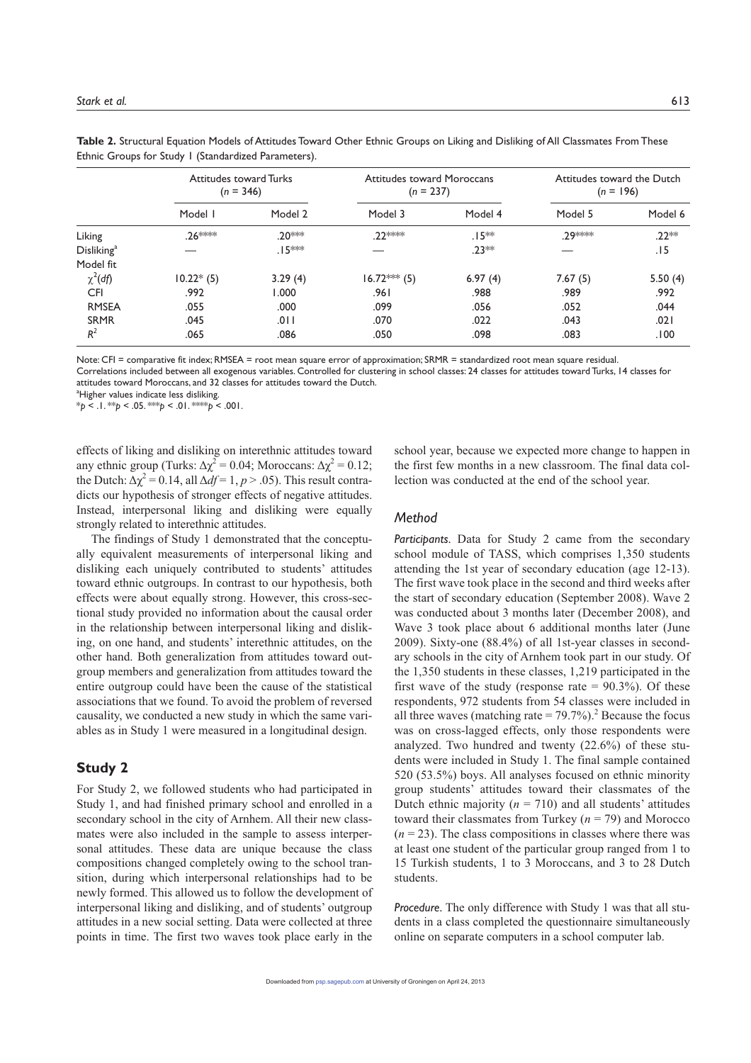**Table 2.** Structural Equation Models of Attitudes Toward Other Ethnic Groups on Liking and Disliking of All Classmates From These Ethnic Groups for Study 1 (Standardized Parameters).

| | Attitudes toward Turks ($n$ = 346) | | Attitudes toward Moroccans ($n$ = 237) | | Attitudes toward the Dutch ($n$ = 196) | |
|---|---|---|---|---|---|---|
| | Model 1 | Model 2 | Model 3 | Model 4 | Model 5 | Model 6 |
| Liking | .26**** | .20*** | .22**** | .15** | .29**** | .22** |
| Disliking[a] | — | .15*** | — | .23** | — | .15 |
| Model fit | | | | | | |
| $\chi^2(df)$ | 10.22* (5) | 3.29 (4) | 16.72*** (5) | 6.97 (4) | 7.67 (5) | 5.50 (4) |
| CFI | .992 | 1.000 | .961 | .988 | .989 | .992 |
| RMSEA | .055 | .000 | .099 | .056 | .052 | .044 |
| SRMR | .045 | .011 | .070 | .022 | .043 | .021 |
| $R^2$ | .065 | .086 | .050 | .098 | .083 | .100 |

Note: CFI = comparative fit index; RMSEA = root mean square error of approximation; SRMR = standardized root mean square residual.
Correlations included between all exogenous variables. Controlled for clustering in school classes: 24 classes for attitudes toward Turks, 14 classes for attitudes toward Moroccans, and 32 classes for attitudes toward the Dutch.
[a]Higher values indicate less disliking.
*$p < .1$. **$p < .05$. ***$p < .01$. ****$p < .001$.

effects of liking and disliking on interethnic attitudes toward any ethnic group (Turks: $\Delta\chi^2 = 0.04$; Moroccans: $\Delta\chi^2 = 0.12$; the Dutch: $\Delta\chi^2 = 0.14$, all $\Delta df = 1$, $p > .05$). This result contradicts our hypothesis of stronger effects of negative attitudes. Instead, interpersonal liking and disliking were equally strongly related to interethnic attitudes.

The findings of Study 1 demonstrated that the conceptually equivalent measurements of interpersonal liking and disliking each uniquely contributed to students' attitudes toward ethnic outgroups. In contrast to our hypothesis, both effects were about equally strong. However, this cross-sectional study provided no information about the causal order in the relationship between interpersonal liking and disliking, on one hand, and students' interethnic attitudes, on the other hand. Both generalization from attitudes toward outgroup members and generalization from attitudes toward the entire outgroup could have been the cause of the statistical associations that we found. To avoid the problem of reversed causality, we conducted a new study in which the same variables as in Study 1 were measured in a longitudinal design.

## Study 2

For Study 2, we followed students who had participated in Study 1, and had finished primary school and enrolled in a secondary school in the city of Arnhem. All their new classmates were also included in the sample to assess interpersonal attitudes. These data are unique because the class compositions changed completely owing to the school transition, during which interpersonal relationships had to be newly formed. This allowed us to follow the development of interpersonal liking and disliking, and of students' outgroup attitudes in a new social setting. Data were collected at three points in time. The first two waves took place early in the school year, because we expected more change to happen in the first few months in a new classroom. The final data collection was conducted at the end of the school year.

### Method

***Participants.*** Data for Study 2 came from the secondary school module of TASS, which comprises 1,350 students attending the 1st year of secondary education (age 12-13). The first wave took place in the second and third weeks after the start of secondary education (September 2008). Wave 2 was conducted about 3 months later (December 2008), and Wave 3 took place about 6 additional months later (June 2009). Sixty-one (88.4%) of all 1st-year classes in secondary schools in the city of Arnhem took part in our study. Of the 1,350 students in these classes, 1,219 participated in the first wave of the study (response rate = 90.3%). Of these respondents, 972 students from 54 classes were included in all three waves (matching rate = 79.7%).[2] Because the focus was on cross-lagged effects, only those respondents were analyzed. Two hundred and twenty (22.6%) of these students were included in Study 1. The final sample contained 520 (53.5%) boys. All analyses focused on ethnic minority group students' attitudes toward their classmates of the Dutch ethnic majority ($n$ = 710) and all students' attitudes toward their classmates from Turkey ($n$ = 79) and Morocco ($n$ = 23). The class compositions in classes where there was at least one student of the particular group ranged from 1 to 15 Turkish students, 1 to 3 Moroccans, and 3 to 28 Dutch students.

***Procedure.*** The only difference with Study 1 was that all students in a class completed the questionnaire simultaneously online on separate computers in a school computer lab.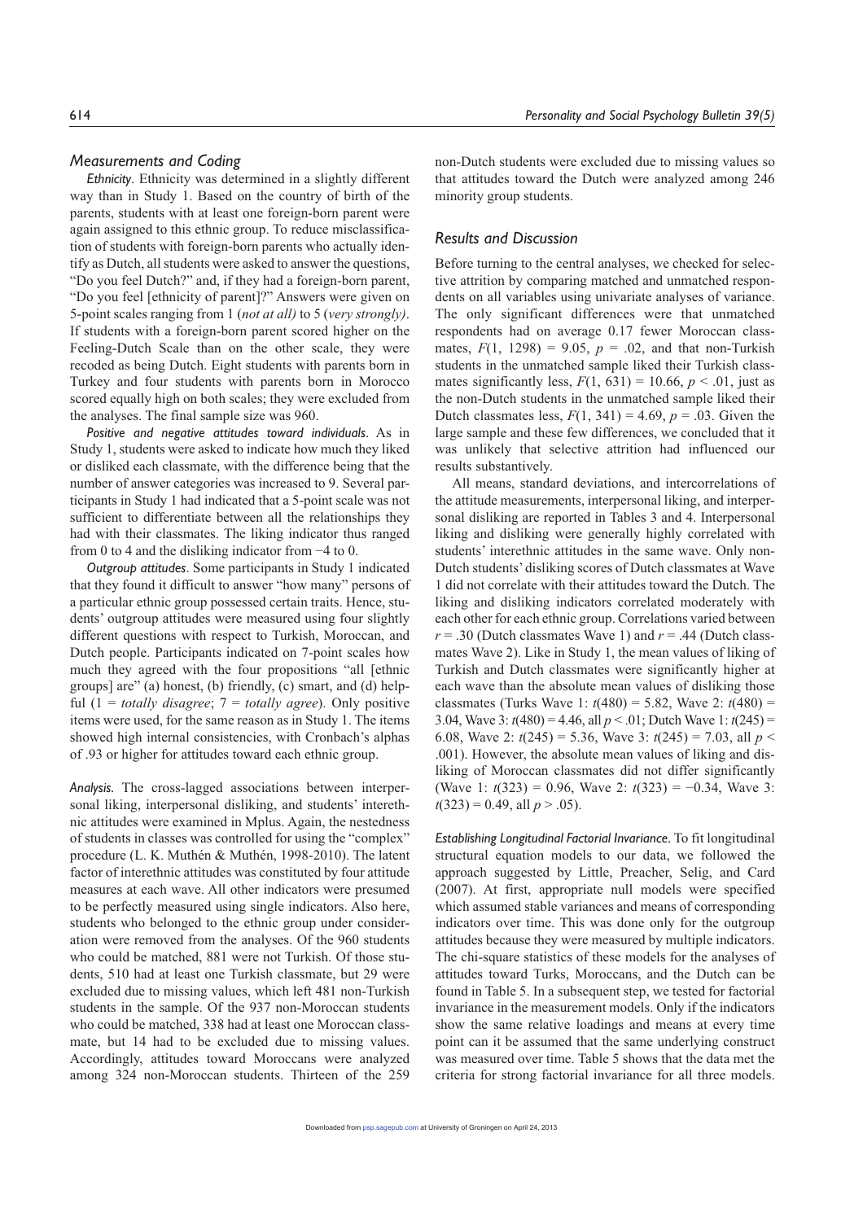### *Measurements and Coding*

*Ethnicity*. Ethnicity was determined in a slightly different way than in Study 1. Based on the country of birth of the parents, students with at least one foreign-born parent were again assigned to this ethnic group. To reduce misclassification of students with foreign-born parents who actually identify as Dutch, all students were asked to answer the questions, "Do you feel Dutch?" and, if they had a foreign-born parent, "Do you feel [ethnicity of parent]?" Answers were given on 5-point scales ranging from 1 (*not at all*) to 5 (*very strongly)*. If students with a foreign-born parent scored higher on the Feeling-Dutch Scale than on the other scale, they were recoded as being Dutch. Eight students with parents born in Turkey and four students with parents born in Morocco scored equally high on both scales; they were excluded from the analyses. The final sample size was 960.

*Positive and negative attitudes toward individuals*. As in Study 1, students were asked to indicate how much they liked or disliked each classmate, with the difference being that the number of answer categories was increased to 9. Several participants in Study 1 had indicated that a 5-point scale was not sufficient to differentiate between all the relationships they had with their classmates. The liking indicator thus ranged from 0 to 4 and the disliking indicator from −4 to 0.

*Outgroup attitudes*. Some participants in Study 1 indicated that they found it difficult to answer "how many" persons of a particular ethnic group possessed certain traits. Hence, students' outgroup attitudes were measured using four slightly different questions with respect to Turkish, Moroccan, and Dutch people. Participants indicated on 7-point scales how much they agreed with the four propositions "all [ethnic groups] are" (a) honest, (b) friendly, (c) smart, and (d) helpful (1 = *totally disagree*; 7 = *totally agree*). Only positive items were used, for the same reason as in Study 1. The items showed high internal consistencies, with Cronbach's alphas of .93 or higher for attitudes toward each ethnic group.

*Analysis.* The cross-lagged associations between interpersonal liking, interpersonal disliking, and students' interethnic attitudes were examined in Mplus. Again, the nestedness of students in classes was controlled for using the "complex" procedure (L. K. Muthén & Muthén, 1998-2010). The latent factor of interethnic attitudes was constituted by four attitude measures at each wave. All other indicators were presumed to be perfectly measured using single indicators. Also here, students who belonged to the ethnic group under consideration were removed from the analyses. Of the 960 students who could be matched, 881 were not Turkish. Of those students, 510 had at least one Turkish classmate, but 29 were excluded due to missing values, which left 481 non-Turkish students in the sample. Of the 937 non-Moroccan students who could be matched, 338 had at least one Moroccan classmate, but 14 had to be excluded due to missing values. Accordingly, attitudes toward Moroccans were analyzed among 324 non-Moroccan students. Thirteen of the 259 non-Dutch students were excluded due to missing values so that attitudes toward the Dutch were analyzed among 246 minority group students.

### *Results and Discussion*

Before turning to the central analyses, we checked for selective attrition by comparing matched and unmatched respondents on all variables using univariate analyses of variance. The only significant differences were that unmatched respondents had on average 0.17 fewer Moroccan classmates, $F(1, 1298) = 9.05$, $p = .02$, and that non-Turkish students in the unmatched sample liked their Turkish classmates significantly less, $F(1, 631) = 10.66$, $p < .01$, just as the non-Dutch students in the unmatched sample liked their Dutch classmates less, $F(1, 341) = 4.69$, $p = .03$. Given the large sample and these few differences, we concluded that it was unlikely that selective attrition had influenced our results substantively.

All means, standard deviations, and intercorrelations of the attitude measurements, interpersonal liking, and interpersonal disliking are reported in Tables 3 and 4. Interpersonal liking and disliking were generally highly correlated with students' interethnic attitudes in the same wave. Only non-Dutch students' disliking scores of Dutch classmates at Wave 1 did not correlate with their attitudes toward the Dutch. The liking and disliking indicators correlated moderately with each other for each ethnic group. Correlations varied between $r = .30$ (Dutch classmates Wave 1) and $r = .44$ (Dutch classmates Wave 2). Like in Study 1, the mean values of liking of Turkish and Dutch classmates were significantly higher at each wave than the absolute mean values of disliking those classmates (Turks Wave 1: $t(480) = 5.82$, Wave 2: $t(480) = 3.04$, Wave 3: $t(480) = 4.46$, all $p < .01$; Dutch Wave 1: $t(245) = 6.08$, Wave 2: $t(245) = 5.36$, Wave 3: $t(245) = 7.03$, all $p < .001$). However, the absolute mean values of liking and disliking of Moroccan classmates did not differ significantly (Wave 1: $t(323) = 0.96$, Wave 2: $t(323) = −0.34$, Wave 3: $t(323) = 0.49$, all $p > .05$).

*Establishing Longitudinal Factorial Invariance.* To fit longitudinal structural equation models to our data, we followed the approach suggested by Little, Preacher, Selig, and Card (2007). At first, appropriate null models were specified which assumed stable variances and means of corresponding indicators over time. This was done only for the outgroup attitudes because they were measured by multiple indicators. The chi-square statistics of these models for the analyses of attitudes toward Turks, Moroccans, and the Dutch can be found in Table 5. In a subsequent step, we tested for factorial invariance in the measurement models. Only if the indicators show the same relative loadings and means at every time point can it be assumed that the same underlying construct was measured over time. Table 5 shows that the data met the criteria for strong factorial invariance for all three models.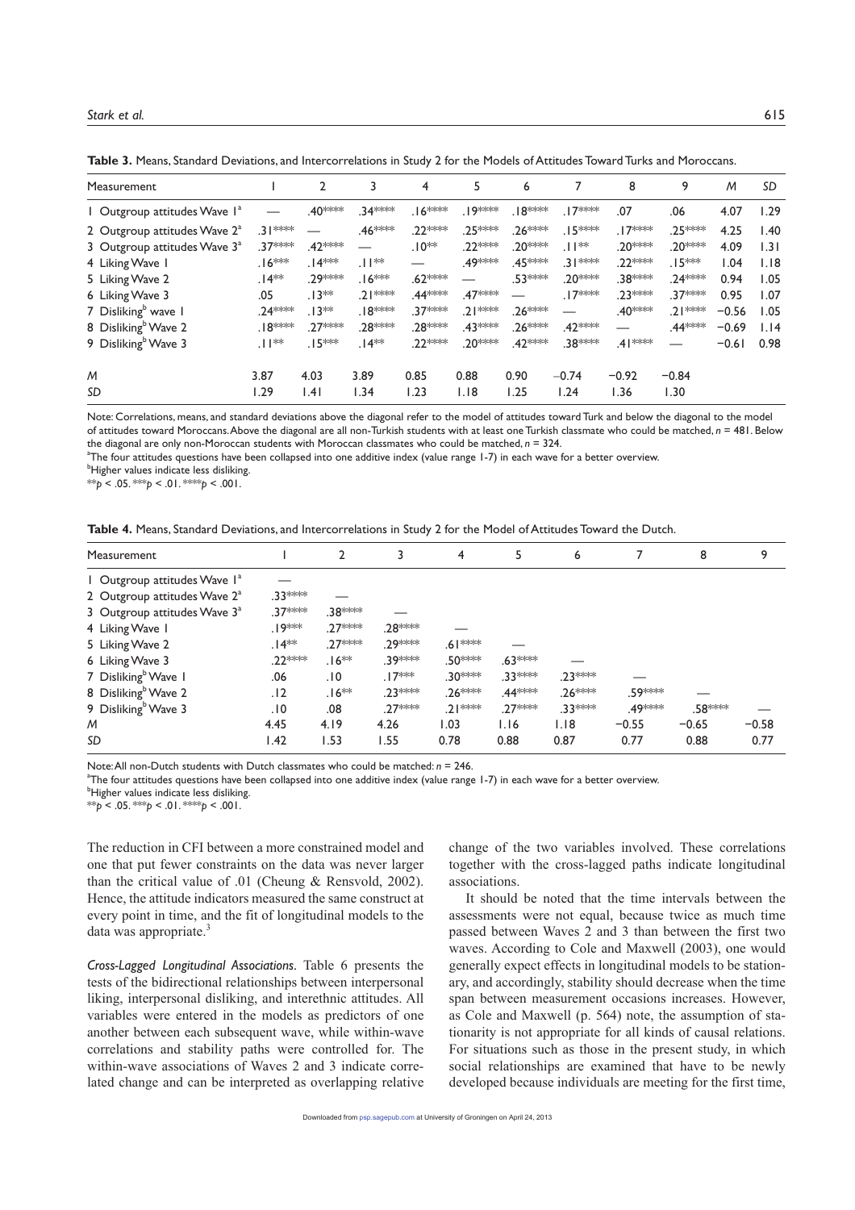**Table 3.** Means, Standard Deviations, and Intercorrelations in Study 2 for the Models of Attitudes Toward Turks and Moroccans.

| Measurement | 1 | 2 | 3 | 4 | 5 | 6 | 7 | 8 | 9 | M | SD |
|---|---|---|---|---|---|---|---|---|---|---|---|
| 1 Outgroup attitudes Wave 1[a] | — | .40*** | .34*** | .16*** | .19*** | .18*** | .17*** | .07 | .06 | 4.07 | 1.29 |
| 2 Outgroup attitudes Wave 2[a] | .31*** | — | .46*** | .22*** | .25*** | .26*** | .15*** | .17*** | .25*** | 4.25 | 1.40 |
| 3 Outgroup attitudes Wave 3[a] | .37*** | .42*** | — | .10** | .22*** | .20*** | .11** | .20*** | .20*** | 4.09 | 1.31 |
| 4 Liking Wave 1 | .16*** | .14*** | .11** | — | .49*** | .45*** | .31*** | .22*** | .15*** | 1.04 | 1.18 |
| 5 Liking Wave 2 | .14** | .29*** | .16*** | .62*** | — | .53*** | .20*** | .38*** | .24*** | 0.94 | 1.05 |
| 6 Liking Wave 3 | .05 | .13** | .21*** | .44*** | .47*** | — | .17*** | .23*** | .37*** | 0.95 | 1.07 |
| 7 Disliking[b] wave 1 | .24*** | .13** | .18*** | .37*** | .21*** | .26*** | — | .40*** | .21*** | −0.56 | 1.05 |
| 8 Disliking[b] Wave 2 | .18*** | .27*** | .28*** | .28*** | .43*** | .26*** | .42*** | — | .44*** | −0.69 | 1.14 |
| 9 Disliking[b] Wave 3 | .11** | .15*** | .14** | .22*** | .20*** | .42*** | .38*** | .41*** | — | −0.61 | 0.98 |
| M | 3.87 | 4.03 | 3.89 | 0.85 | 0.88 | 0.90 | −0.74 | −0.92 | −0.84 | | |
| SD | 1.29 | 1.41 | 1.34 | 1.23 | 1.18 | 1.25 | 1.24 | 1.36 | 1.30 | | |

Note: Correlations, means, and standard deviations above the diagonal refer to the model of attitudes toward Turk and below the diagonal to the model of attitudes toward Moroccans. Above the diagonal are all non-Turkish students with at least one Turkish classmate who could be matched, $n$ = 481. Below the diagonal are only non-Moroccan students with Moroccan classmates who could be matched, $n$ = 324.

[a]The four attitudes questions have been collapsed into one additive index (value range 1-7) in each wave for a better overview.

[b]Higher values indicate less disliking.

** $p < .05$. *** $p < .01$. **** $p < .001$.

**Table 4.** Means, Standard Deviations, and Intercorrelations in Study 2 for the Model of Attitudes Toward the Dutch.

| Measurement | 1 | 2 | 3 | 4 | 5 | 6 | 7 | 8 | 9 |
|---|---|---|---|---|---|---|---|---|---|
| 1 Outgroup attitudes Wave 1[a] | — | | | | | | | | |
| 2 Outgroup attitudes Wave 2[a] | .33*** | — | | | | | | | |
| 3 Outgroup attitudes Wave 3[a] | .37*** | .38*** | — | | | | | | |
| 4 Liking Wave 1 | .19*** | .27*** | .28*** | — | | | | | |
| 5 Liking Wave 2 | .14** | .27*** | .29*** | .61*** | — | | | | |
| 6 Liking Wave 3 | .22*** | .16** | .39*** | .50*** | .63*** | — | | | |
| 7 Disliking[b] Wave 1 | .06 | .10 | .17*** | .30*** | .33*** | .23*** | — | | |
| 8 Disliking[b] Wave 2 | .12 | .16** | .23*** | .26*** | .44*** | .26*** | .59*** | — | |
| 9 Disliking[b] Wave 3 | .10 | .08 | .27*** | .21*** | .27*** | .33*** | .49*** | .58*** | — |
| M | 4.45 | 4.19 | 4.26 | 1.03 | 1.16 | 1.18 | −0.55 | −0.65 | −0.58 |
| SD | 1.42 | 1.53 | 1.55 | 0.78 | 0.88 | 0.87 | 0.77 | 0.88 | 0.77 |

Note: All non-Dutch students with Dutch classmates who could be matched: $n$ = 246.

[a]The four attitudes questions have been collapsed into one additive index (value range 1-7) in each wave for a better overview.

[b]Higher values indicate less disliking.

** $p < .05$. *** $p < .01$. **** $p < .001$.

The reduction in CFI between a more constrained model and one that put fewer constraints on the data was never larger than the critical value of .01 (Cheung & Rensvold, 2002). Hence, the attitude indicators measured the same construct at every point in time, and the fit of longitudinal models to the data was appropriate.[3]

*Cross-Lagged Longitudinal Associations.* Table 6 presents the tests of the bidirectional relationships between interpersonal liking, interpersonal disliking, and interethnic attitudes. All variables were entered in the models as predictors of one another between each subsequent wave, while within-wave correlations and stability paths were controlled for. The within-wave associations of Waves 2 and 3 indicate correlated change and can be interpreted as overlapping relative change of the two variables involved. These correlations together with the cross-lagged paths indicate longitudinal associations.

It should be noted that the time intervals between the assessments were not equal, because twice as much time passed between Waves 2 and 3 than between the first two waves. According to Cole and Maxwell (2003), one would generally expect effects in longitudinal models to be stationary, and accordingly, stability should decrease when the time span between measurement occasions increases. However, as Cole and Maxwell (p. 564) note, the assumption of stationarity is not appropriate for all kinds of causal relations. For situations such as those in the present study, in which social relationships are examined that have to be newly developed because individuals are meeting for the first time,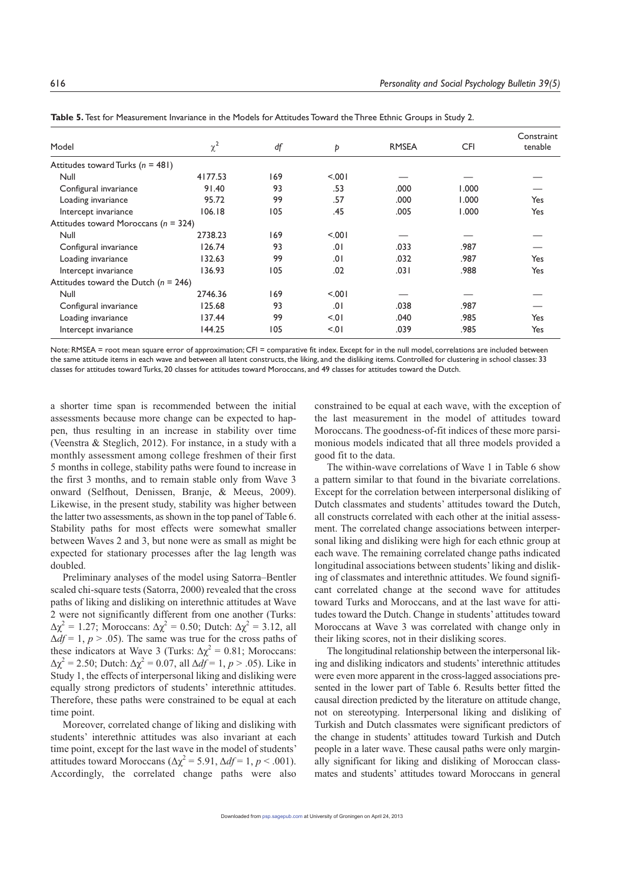**Table 5.** Test for Measurement Invariance in the Models for Attitudes Toward the Three Ethnic Groups in Study 2.

| Model | $\chi^2$ | *df* | *p* | RMSEA | CFI | Constraint tenable |
|---|---|---|---|---|---|---|
| Attitudes toward Turks (*n* = 481) | | | | | | |
| Null | 4177.53 | 169 | <.001 | — | — | — |
| Configural invariance | 91.40 | 93 | .53 | .000 | 1.000 | — |
| Loading invariance | 95.72 | 99 | .57 | .000 | 1.000 | Yes |
| Intercept invariance | 106.18 | 105 | .45 | .005 | 1.000 | Yes |
| Attitudes toward Moroccans (*n* = 324) | | | | | | |
| Null | 2738.23 | 169 | <.001 | — | — | — |
| Configural invariance | 126.74 | 93 | .01 | .033 | .987 | — |
| Loading invariance | 132.63 | 99 | .01 | .032 | .987 | Yes |
| Intercept invariance | 136.93 | 105 | .02 | .031 | .988 | Yes |
| Attitudes toward the Dutch (*n* = 246) | | | | | | |
| Null | 2746.36 | 169 | <.001 | — | — | — |
| Configural invariance | 125.68 | 93 | .01 | .038 | .987 | — |
| Loading invariance | 137.44 | 99 | <.01 | .040 | .985 | Yes |
| Intercept invariance | 144.25 | 105 | <.01 | .039 | .985 | Yes |

Note: RMSEA = root mean square error of approximation; CFI = comparative fit index. Except for in the null model, correlations are included between the same attitude items in each wave and between all latent constructs, the liking, and the disliking items. Controlled for clustering in school classes: 33 classes for attitudes toward Turks, 20 classes for attitudes toward Moroccans, and 49 classes for attitudes toward the Dutch.

a shorter time span is recommended between the initial assessments because more change can be expected to happen, thus resulting in an increase in stability over time (Veenstra & Steglich, 2012). For instance, in a study with a monthly assessment among college freshmen of their first 5 months in college, stability paths were found to increase in the first 3 months, and to remain stable only from Wave 3 onward (Selfhout, Denissen, Branje, & Meeus, 2009). Likewise, in the present study, stability was higher between the latter two assessments, as shown in the top panel of Table 6. Stability paths for most effects were somewhat smaller between Waves 2 and 3, but none were as small as might be expected for stationary processes after the lag length was doubled.

Preliminary analyses of the model using Satorra–Bentler scaled chi-square tests (Satorra, 2000) revealed that the cross paths of liking and disliking on interethnic attitudes at Wave 2 were not significantly different from one another (Turks: $\Delta\chi^2 = 1.27$; Moroccans: $\Delta\chi^2 = 0.50$; Dutch: $\Delta\chi^2 = 3.12$, all $\Delta df = 1$, $p > .05$). The same was true for the cross paths of these indicators at Wave 3 (Turks: $\Delta\chi^2 = 0.81$; Moroccans: $\Delta\chi^2 = 2.50$; Dutch: $\Delta\chi^2 = 0.07$, all $\Delta df = 1$, $p > .05$). Like in Study 1, the effects of interpersonal liking and disliking were equally strong predictors of students' interethnic attitudes. Therefore, these paths were constrained to be equal at each time point.

Moreover, correlated change of liking and disliking with students' interethnic attitudes was also invariant at each time point, except for the last wave in the model of students' attitudes toward Moroccans ($\Delta\chi^2 = 5.91$, $\Delta df = 1$, $p < .001$). Accordingly, the correlated change paths were also constrained to be equal at each wave, with the exception of the last measurement in the model of attitudes toward Moroccans. The goodness-of-fit indices of these more parsimonious models indicated that all three models provided a good fit to the data.

The within-wave correlations of Wave 1 in Table 6 show a pattern similar to that found in the bivariate correlations. Except for the correlation between interpersonal disliking of Dutch classmates and students' attitudes toward the Dutch, all constructs correlated with each other at the initial assessment. The correlated change associations between interpersonal liking and disliking were high for each ethnic group at each wave. The remaining correlated change paths indicated longitudinal associations between students' liking and disliking of classmates and interethnic attitudes. We found significant correlated change at the second wave for attitudes toward Turks and Moroccans, and at the last wave for attitudes toward the Dutch. Change in students' attitudes toward Moroccans at Wave 3 was correlated with change only in their liking scores, not in their disliking scores.

The longitudinal relationship between the interpersonal liking and disliking indicators and students' interethnic attitudes were even more apparent in the cross-lagged associations presented in the lower part of Table 6. Results better fitted the causal direction predicted by the literature on attitude change, not on stereotyping. Interpersonal liking and disliking of Turkish and Dutch classmates were significant predictors of the change in students' attitudes toward Turkish and Dutch people in a later wave. These causal paths were only marginally significant for liking and disliking of Moroccan classmates and students' attitudes toward Moroccans in general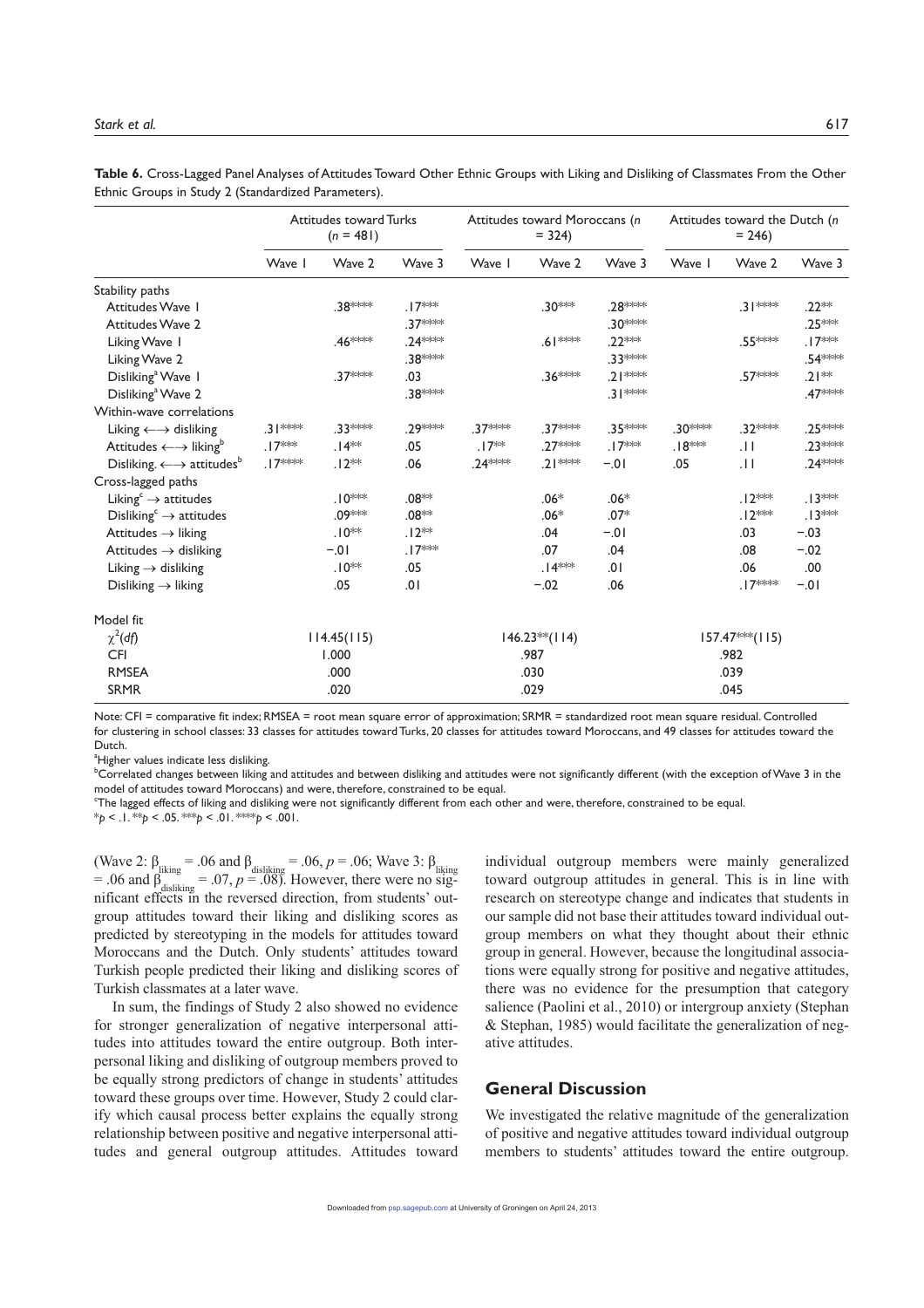**Table 6.** Cross-Lagged Panel Analyses of Attitudes Toward Other Ethnic Groups with Liking and Disliking of Classmates From the Other Ethnic Groups in Study 2 (Standardized Parameters).

| | Attitudes toward Turks ($n$ = 481) | | | Attitudes toward Moroccans ($n$ = 324) | | | Attitudes toward the Dutch ($n$ = 246) | | |
|---|---|---|---|---|---|---|---|---|---|
| | Wave 1 | Wave 2 | Wave 3 | Wave 1 | Wave 2 | Wave 3 | Wave 1 | Wave 2 | Wave 3 |
| Stability paths | | | | | | | | | |
| Attitudes Wave 1 | | .38**** | .17*** | | .30*** | .28**** | | .31**** | .22** |
| Attitudes Wave 2 | | | .37**** | | | .30**** | | | .25*** |
| Liking Wave 1 | | .46**** | .24**** | | .61**** | .22*** | | .55**** | .17*** |
| Liking Wave 2 | | | .38**** | | | .33**** | | | .54**** |
| Disliking[a] Wave 1 | | .37**** | .03 | | .36**** | .21**** | | .57**** | .21** |
| Disliking[a] Wave 2 | | | .38**** | | | .31**** | | | .47**** |
| Within-wave correlations | | | | | | | | | |
| Liking ←→ disliking | .31**** | .33**** | .29**** | .37**** | .37**** | .35**** | .30**** | .32**** | .25**** |
| Attitudes ←→ liking[b] | .17*** | .14** | .05 | .17** | .27**** | .17*** | .18*** | .11 | .23**** |
| Disliking. ←→ attitudes[b] | .17**** | .12** | .06 | .24**** | .21**** | −.01 | .05 | .11 | .24**** |
| Cross-lagged paths | | | | | | | | | |
| Liking[c] → attitudes | | .10*** | .08** | | .06* | .06* | | .12*** | .13*** |
| Disliking[c] → attitudes | | .09*** | .08** | | .06* | .07* | | .12*** | .13*** |
| Attitudes → liking | | .10** | .12** | | .04 | −.01 | | .03 | −.03 |
| Attitudes → disliking | | −.01 | .17*** | | .07 | .04 | | .08 | −.02 |
| Liking → disliking | | .10** | .05 | | .14*** | .01 | | .06 | .00 |
| Disliking → liking | | .05 | .01 | | −.02 | .06 | | .17**** | −.01 |
| Model fit | | | | | | | | | |
| $\chi^2(df)$ | | 114.45(115) | | | 146.23**(114) | | | 157.47***(115) | |
| CFI | | 1.000 | | | .987 | | | .982 | |
| RMSEA | | .000 | | | .030 | | | .039 | |
| SRMR | | .020 | | | .029 | | | .045 | |

Note: CFI = comparative fit index; RMSEA = root mean square error of approximation; SRMR = standardized root mean square residual. Controlled for clustering in school classes: 33 classes for attitudes toward Turks, 20 classes for attitudes toward Moroccans, and 49 classes for attitudes toward the Dutch.
[a]Higher values indicate less disliking.
[b]Correlated changes between liking and attitudes and between disliking and attitudes were not significantly different (with the exception of Wave 3 in the model of attitudes toward Moroccans) and were, therefore, constrained to be equal.
[c]The lagged effects of liking and disliking were not significantly different from each other and were, therefore, constrained to be equal.
*$p$ < .1. **$p$ < .05. ***$p$ < .01. ****$p$ < .001.

(Wave 2: $\beta_{liking}$ = .06 and $\beta_{disliking}$ = .06, $p$ = .06; Wave 3: $\beta_{liking}$ = .06 and $\beta_{disliking}$ = .07, $p$ = .08). However, there were no significant effects in the reversed direction, from students' outgroup attitudes toward their liking and disliking scores as predicted by stereotyping in the models for attitudes toward Moroccans and the Dutch. Only students' attitudes toward Turkish people predicted their liking and disliking scores of Turkish classmates at a later wave.

In sum, the findings of Study 2 also showed no evidence for stronger generalization of negative interpersonal attitudes into attitudes toward the entire outgroup. Both interpersonal liking and disliking of outgroup members proved to be equally strong predictors of change in students' attitudes toward these groups over time. However, Study 2 could clarify which causal process better explains the equally strong relationship between positive and negative interpersonal attitudes and general outgroup attitudes. Attitudes toward individual outgroup members were mainly generalized toward outgroup attitudes in general. This is in line with research on stereotype change and indicates that students in our sample did not base their attitudes toward individual outgroup members on what they thought about their ethnic group in general. However, because the longitudinal associations were equally strong for positive and negative attitudes, there was no evidence for the presumption that category salience (Paolini et al., 2010) or intergroup anxiety (Stephan & Stephan, 1985) would facilitate the generalization of negative attitudes.

## General Discussion

We investigated the relative magnitude of the generalization of positive and negative attitudes toward individual outgroup members to students' attitudes toward the entire outgroup.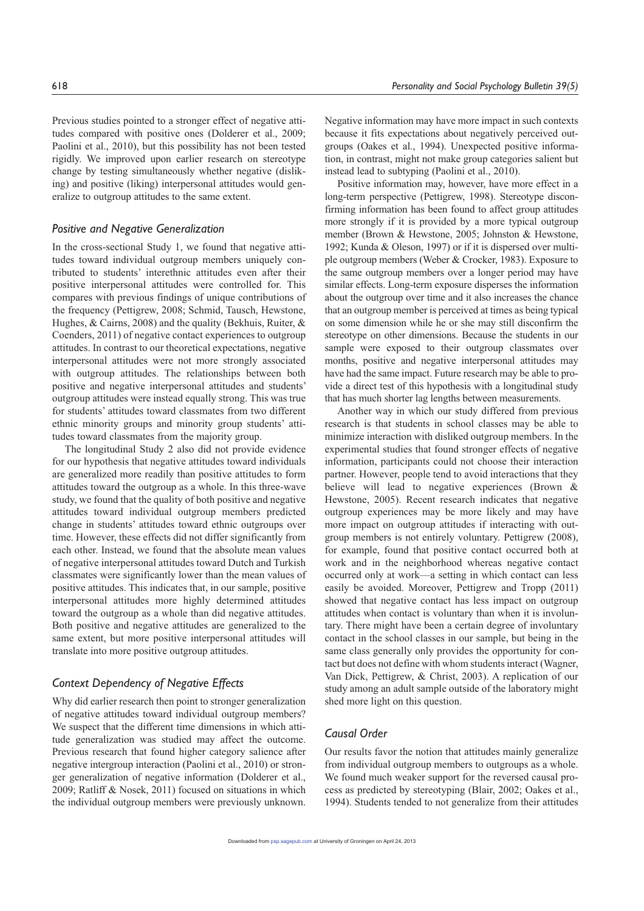Previous studies pointed to a stronger effect of negative attitudes compared with positive ones (Dolderer et al., 2009; Paolini et al., 2010), but this possibility has not been tested rigidly. We improved upon earlier research on stereotype change by testing simultaneously whether negative (disliking) and positive (liking) interpersonal attitudes would generalize to outgroup attitudes to the same extent.

### *Positive and Negative Generalization*

In the cross-sectional Study 1, we found that negative attitudes toward individual outgroup members uniquely contributed to students' interethnic attitudes even after their positive interpersonal attitudes were controlled for. This compares with previous findings of unique contributions of the frequency (Pettigrew, 2008; Schmid, Tausch, Hewstone, Hughes, & Cairns, 2008) and the quality (Bekhuis, Ruiter, & Coenders, 2011) of negative contact experiences to outgroup attitudes. In contrast to our theoretical expectations, negative interpersonal attitudes were not more strongly associated with outgroup attitudes. The relationships between both positive and negative interpersonal attitudes and students' outgroup attitudes were instead equally strong. This was true for students' attitudes toward classmates from two different ethnic minority groups and minority group students' attitudes toward classmates from the majority group.

The longitudinal Study 2 also did not provide evidence for our hypothesis that negative attitudes toward individuals are generalized more readily than positive attitudes to form attitudes toward the outgroup as a whole. In this three-wave study, we found that the quality of both positive and negative attitudes toward individual outgroup members predicted change in students' attitudes toward ethnic outgroups over time. However, these effects did not differ significantly from each other. Instead, we found that the absolute mean values of negative interpersonal attitudes toward Dutch and Turkish classmates were significantly lower than the mean values of positive attitudes. This indicates that, in our sample, positive interpersonal attitudes more highly determined attitudes toward the outgroup as a whole than did negative attitudes. Both positive and negative attitudes are generalized to the same extent, but more positive interpersonal attitudes will translate into more positive outgroup attitudes.

### *Context Dependency of Negative Effects*

Why did earlier research then point to stronger generalization of negative attitudes toward individual outgroup members? We suspect that the different time dimensions in which attitude generalization was studied may affect the outcome. Previous research that found higher category salience after negative intergroup interaction (Paolini et al., 2010) or stronger generalization of negative information (Dolderer et al., 2009; Ratliff & Nosek, 2011) focused on situations in which the individual outgroup members were previously unknown. Negative information may have more impact in such contexts because it fits expectations about negatively perceived outgroups (Oakes et al., 1994). Unexpected positive information, in contrast, might not make group categories salient but instead lead to subtyping (Paolini et al., 2010).

Positive information may, however, have more effect in a long-term perspective (Pettigrew, 1998). Stereotype disconfirming information has been found to affect group attitudes more strongly if it is provided by a more typical outgroup member (Brown & Hewstone, 2005; Johnston & Hewstone, 1992; Kunda & Oleson, 1997) or if it is dispersed over multiple outgroup members (Weber & Crocker, 1983). Exposure to the same outgroup members over a longer period may have similar effects. Long-term exposure disperses the information about the outgroup over time and it also increases the chance that an outgroup member is perceived at times as being typical on some dimension while he or she may still disconfirm the stereotype on other dimensions. Because the students in our sample were exposed to their outgroup classmates over months, positive and negative interpersonal attitudes may have had the same impact. Future research may be able to provide a direct test of this hypothesis with a longitudinal study that has much shorter lag lengths between measurements.

Another way in which our study differed from previous research is that students in school classes may be able to minimize interaction with disliked outgroup members. In the experimental studies that found stronger effects of negative information, participants could not choose their interaction partner. However, people tend to avoid interactions that they believe will lead to negative experiences (Brown & Hewstone, 2005). Recent research indicates that negative outgroup experiences may be more likely and may have more impact on outgroup attitudes if interacting with outgroup members is not entirely voluntary. Pettigrew (2008), for example, found that positive contact occurred both at work and in the neighborhood whereas negative contact occurred only at work—a setting in which contact can less easily be avoided. Moreover, Pettigrew and Tropp (2011) showed that negative contact has less impact on outgroup attitudes when contact is voluntary than when it is involuntary. There might have been a certain degree of involuntary contact in the school classes in our sample, but being in the same class generally only provides the opportunity for contact but does not define with whom students interact (Wagner, Van Dick, Pettigrew, & Christ, 2003). A replication of our study among an adult sample outside of the laboratory might shed more light on this question.

### *Causal Order*

Our results favor the notion that attitudes mainly generalize from individual outgroup members to outgroups as a whole. We found much weaker support for the reversed causal process as predicted by stereotyping (Blair, 2002; Oakes et al., 1994). Students tended to not generalize from their attitudes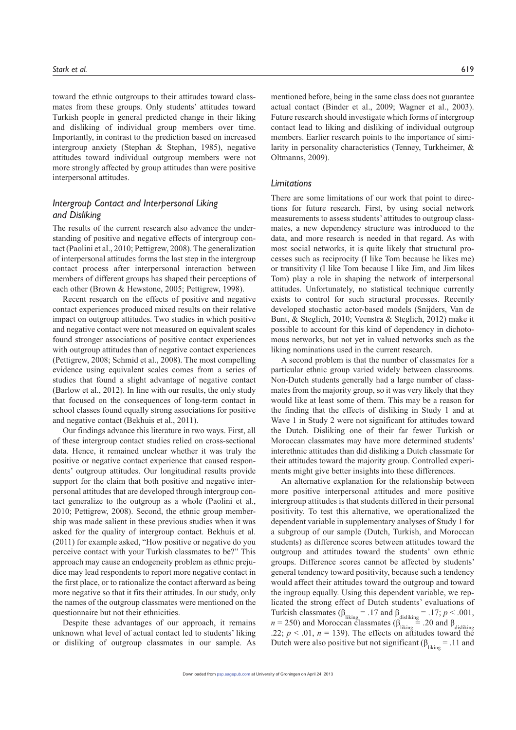toward the ethnic outgroups to their attitudes toward classmates from these groups. Only students' attitudes toward Turkish people in general predicted change in their liking and disliking of individual group members over time. Importantly, in contrast to the prediction based on increased intergroup anxiety (Stephan & Stephan, 1985), negative attitudes toward individual outgroup members were not more strongly affected by group attitudes than were positive interpersonal attitudes.

### *Intergroup Contact and Interpersonal Liking and Disliking*

The results of the current research also advance the understanding of positive and negative effects of intergroup contact (Paolini et al., 2010; Pettigrew, 2008). The generalization of interpersonal attitudes forms the last step in the intergroup contact process after interpersonal interaction between members of different groups has shaped their perceptions of each other (Brown & Hewstone, 2005; Pettigrew, 1998).

Recent research on the effects of positive and negative contact experiences produced mixed results on their relative impact on outgroup attitudes. Two studies in which positive and negative contact were not measured on equivalent scales found stronger associations of positive contact experiences with outgroup attitudes than of negative contact experiences (Pettigrew, 2008; Schmid et al., 2008). The most compelling evidence using equivalent scales comes from a series of studies that found a slight advantage of negative contact (Barlow et al., 2012). In line with our results, the only study that focused on the consequences of long-term contact in school classes found equally strong associations for positive and negative contact (Bekhuis et al., 2011).

Our findings advance this literature in two ways. First, all of these intergroup contact studies relied on cross-sectional data. Hence, it remained unclear whether it was truly the positive or negative contact experience that caused respondents' outgroup attitudes. Our longitudinal results provide support for the claim that both positive and negative interpersonal attitudes that are developed through intergroup contact generalize to the outgroup as a whole (Paolini et al., 2010; Pettigrew, 2008). Second, the ethnic group membership was made salient in these previous studies when it was asked for the quality of intergroup contact. Bekhuis et al. (2011) for example asked, "How positive or negative do you perceive contact with your Turkish classmates to be?" This approach may cause an endogeneity problem as ethnic prejudice may lead respondents to report more negative contact in the first place, or to rationalize the contact afterward as being more negative so that it fits their attitudes. In our study, only the names of the outgroup classmates were mentioned on the questionnaire but not their ethnicities.

Despite these advantages of our approach, it remains unknown what level of actual contact led to students' liking or disliking of outgroup classmates in our sample. As mentioned before, being in the same class does not guarantee actual contact (Binder et al., 2009; Wagner et al., 2003). Future research should investigate which forms of intergroup contact lead to liking and disliking of individual outgroup members. Earlier research points to the importance of similarity in personality characteristics (Tenney, Turkheimer, & Oltmanns, 2009).

### *Limitations*

There are some limitations of our work that point to directions for future research. First, by using social network measurements to assess students' attitudes to outgroup classmates, a new dependency structure was introduced to the data, and more research is needed in that regard. As with most social networks, it is quite likely that structural processes such as reciprocity (I like Tom because he likes me) or transitivity (I like Tom because I like Jim, and Jim likes Tom) play a role in shaping the network of interpersonal attitudes. Unfortunately, no statistical technique currently exists to control for such structural processes. Recently developed stochastic actor-based models (Snijders, Van de Bunt, & Steglich, 2010; Veenstra & Steglich, 2012) make it possible to account for this kind of dependency in dichotomous networks, but not yet in valued networks such as the liking nominations used in the current research.

A second problem is that the number of classmates for a particular ethnic group varied widely between classrooms. Non-Dutch students generally had a large number of classmates from the majority group, so it was very likely that they would like at least some of them. This may be a reason for the finding that the effects of disliking in Study 1 and at Wave 1 in Study 2 were not significant for attitudes toward the Dutch. Disliking one of their far fewer Turkish or Moroccan classmates may have more determined students' interethnic attitudes than did disliking a Dutch classmate for their attitudes toward the majority group. Controlled experiments might give better insights into these differences.

An alternative explanation for the relationship between more positive interpersonal attitudes and more positive intergroup attitudes is that students differed in their personal positivity. To test this alternative, we operationalized the dependent variable in supplementary analyses of Study 1 for a subgroup of our sample (Dutch, Turkish, and Moroccan students) as difference scores between attitudes toward the outgroup and attitudes toward the students' own ethnic groups. Difference scores cannot be affected by students' general tendency toward positivity, because such a tendency would affect their attitudes toward the outgroup and toward the ingroup equally. Using this dependent variable, we replicated the strong effect of Dutch students' evaluations of Turkish classmates ($\beta_{liking} = .17$ and $\beta_{disliking} = .17$; $p < .001$, $n = 250$) and Moroccan classmates ($\beta_{liking} = .20$ and $\beta_{disliking}$ .22; $p < .01$, $n = 139$). The effects on attitudes toward the Dutch were also positive but not significant ($\beta_{liking} = .11$ and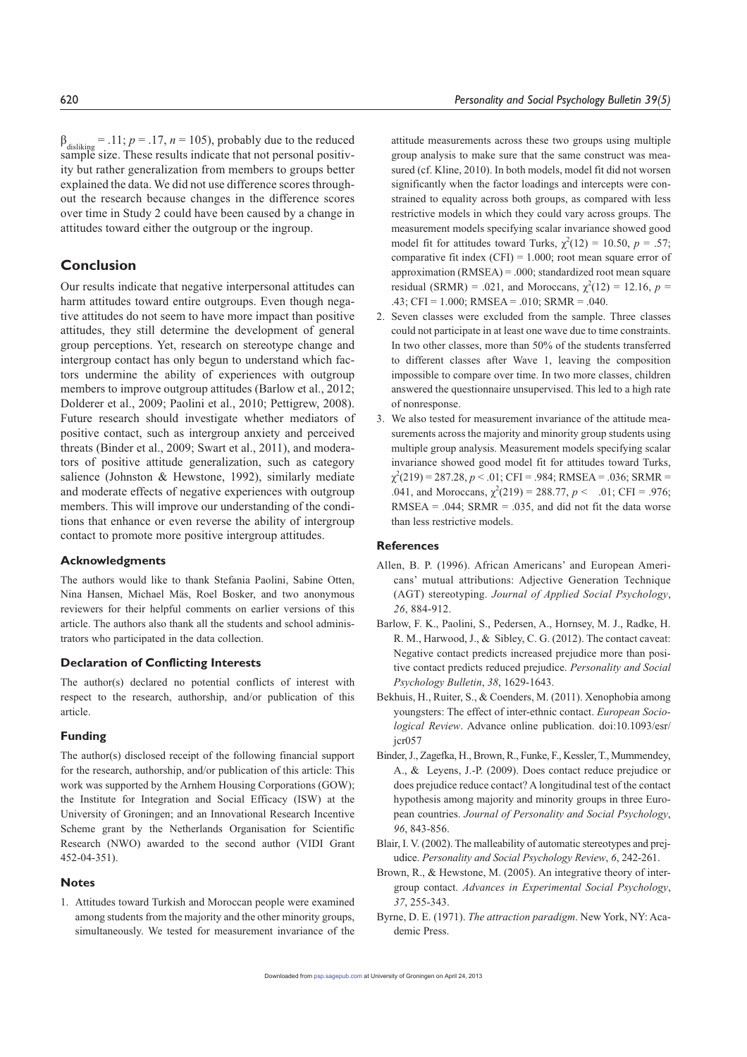$\beta_{disliking} = .11$; $p = .17$, $n = 105$), probably due to the reduced sample size. These results indicate that not personal positivity but rather generalization from members to groups better explained the data. We did not use difference scores throughout the research because changes in the difference scores over time in Study 2 could have been caused by a change in attitudes toward either the outgroup or the ingroup.

## Conclusion

Our results indicate that negative interpersonal attitudes can harm attitudes toward entire outgroups. Even though negative attitudes do not seem to have more impact than positive attitudes, they still determine the development of general group perceptions. Yet, research on stereotype change and intergroup contact has only begun to understand which factors undermine the ability of experiences with outgroup members to improve outgroup attitudes (Barlow et al., 2012; Dolderer et al., 2009; Paolini et al., 2010; Pettigrew, 2008). Future research should investigate whether mediators of positive contact, such as intergroup anxiety and perceived threats (Binder et al., 2009; Swart et al., 2011), and moderators of positive attitude generalization, such as category salience (Johnston & Hewstone, 1992), similarly mediate and moderate effects of negative experiences with outgroup members. This will improve our understanding of the conditions that enhance or even reverse the ability of intergroup contact to promote more positive intergroup attitudes.

### Acknowledgments

The authors would like to thank Stefania Paolini, Sabine Otten, Nina Hansen, Michael Mäs, Roel Bosker, and two anonymous reviewers for their helpful comments on earlier versions of this article. The authors also thank all the students and school administrators who participated in the data collection.

### Declaration of Conflicting Interests

The author(s) declared no potential conflicts of interest with respect to the research, authorship, and/or publication of this article.

### Funding

The author(s) disclosed receipt of the following financial support for the research, authorship, and/or publication of this article: This work was supported by the Arnhem Housing Corporations (GOW); the Institute for Integration and Social Efficacy (ISW) at the University of Groningen; and an Innovational Research Incentive Scheme grant by the Netherlands Organisation for Scientific Research (NWO) awarded to the second author (VIDI Grant 452-04-351).

### Notes

1. Attitudes toward Turkish and Moroccan people were examined among students from the majority and the other minority groups, simultaneously. We tested for measurement invariance of the attitude measurements across these two groups using multiple group analysis to make sure that the same construct was measured (cf. Kline, 2010). In both models, model fit did not worsen significantly when the factor loadings and intercepts were constrained to equality across both groups, as compared with less restrictive models in which they could vary across groups. The measurement models specifying scalar invariance showed good model fit for attitudes toward Turks, $\chi^2(12) = 10.50$, $p = .57$; comparative fit index (CFI) = 1.000; root mean square error of approximation (RMSEA) = .000; standardized root mean square residual (SRMR) = .021, and Moroccans, $\chi^2(12) = 12.16$, $p = .43$; CFI = 1.000; RMSEA = .010; SRMR = .040.
2. Seven classes were excluded from the sample. Three classes could not participate in at least one wave due to time constraints. In two other classes, more than 50% of the students transferred to different classes after Wave 1, leaving the composition impossible to compare over time. In two more classes, children answered the questionnaire unsupervised. This led to a high rate of nonresponse.
3. We also tested for measurement invariance of the attitude measurements across the majority and minority group students using multiple group analysis. Measurement models specifying scalar invariance showed good model fit for attitudes toward Turks, $\chi^2(219) = 287.28$, $p < .01$; CFI = .984; RMSEA = .036; SRMR = .041, and Moroccans, $\chi^2(219) = 288.77$, $p < .01$; CFI = .976; RMSEA = .044; SRMR = .035, and did not fit the data worse than less restrictive models.

### References

Allen, B. P. (1996). African Americans' and European Americans' mutual attributions: Adjective Generation Technique (AGT) stereotyping. *Journal of Applied Social Psychology*, *26*, 884-912.

Barlow, F. K., Paolini, S., Pedersen, A., Hornsey, M. J., Radke, H. R. M., Harwood, J., & Sibley, C. G. (2012). The contact caveat: Negative contact predicts increased prejudice more than positive contact predicts reduced prejudice. *Personality and Social Psychology Bulletin*, *38*, 1629-1643.

Bekhuis, H., Ruiter, S., & Coenders, M. (2011). Xenophobia among youngsters: The effect of inter-ethnic contact. *European Sociological Review*. Advance online publication. doi:10.1093/esr/jcr057

Binder, J., Zagefka, H., Brown, R., Funke, F., Kessler, T., Mummendey, A., & Leyens, J.-P. (2009). Does contact reduce prejudice or does prejudice reduce contact? A longitudinal test of the contact hypothesis among majority and minority groups in three European countries. *Journal of Personality and Social Psychology*, *96*, 843-856.

Blair, I. V. (2002). The malleability of automatic stereotypes and prejudice. *Personality and Social Psychology Review*, *6*, 242-261.

Brown, R., & Hewstone, M. (2005). An integrative theory of intergroup contact. *Advances in Experimental Social Psychology*, *37*, 255-343.

Byrne, D. E. (1971). *The attraction paradigm*. New York, NY: Academic Press.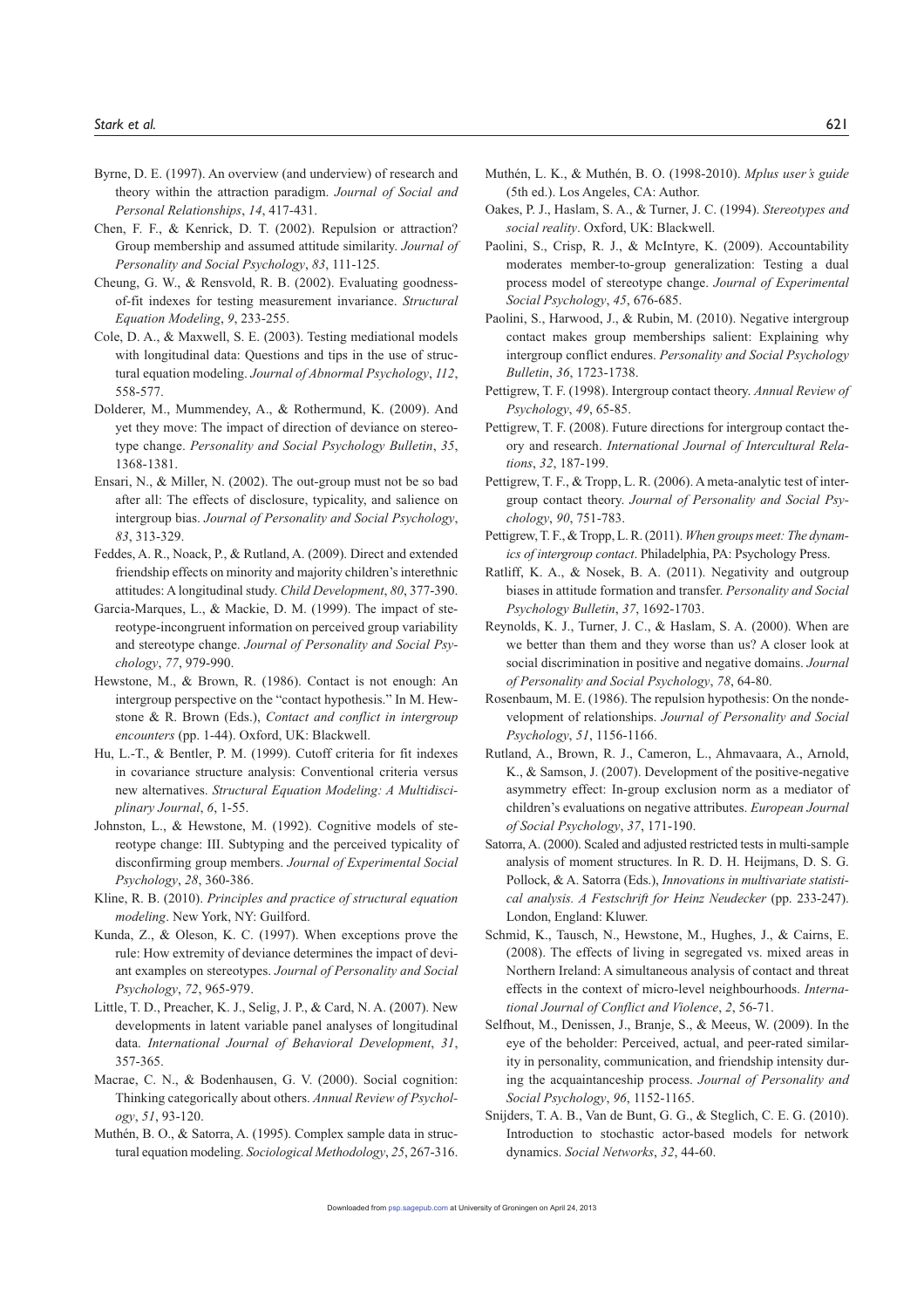Byrne, D. E. (1997). An overview (and underview) of research and theory within the attraction paradigm. *Journal of Social and Personal Relationships*, *14*, 417-431.

Chen, F. F., & Kenrick, D. T. (2002). Repulsion or attraction? Group membership and assumed attitude similarity. *Journal of Personality and Social Psychology*, *83*, 111-125.

Cheung, G. W., & Rensvold, R. B. (2002). Evaluating goodness-of-fit indexes for testing measurement invariance. *Structural Equation Modeling*, *9*, 233-255.

Cole, D. A., & Maxwell, S. E. (2003). Testing mediational models with longitudinal data: Questions and tips in the use of structural equation modeling. *Journal of Abnormal Psychology*, *112*, 558-577.

Dolderer, M., Mummendey, A., & Rothermund, K. (2009). And yet they move: The impact of direction of deviance on stereotype change. *Personality and Social Psychology Bulletin*, *35*, 1368-1381.

Ensari, N., & Miller, N. (2002). The out-group must not be so bad after all: The effects of disclosure, typicality, and salience on intergroup bias. *Journal of Personality and Social Psychology*, *83*, 313-329.

Feddes, A. R., Noack, P., & Rutland, A. (2009). Direct and extended friendship effects on minority and majority children's interethnic attitudes: A longitudinal study. *Child Development*, *80*, 377-390.

Garcia-Marques, L., & Mackie, D. M. (1999). The impact of stereotype-incongruent information on perceived group variability and stereotype change. *Journal of Personality and Social Psychology*, *77*, 979-990.

Hewstone, M., & Brown, R. (1986). Contact is not enough: An intergroup perspective on the "contact hypothesis." In M. Hewstone & R. Brown (Eds.), *Contact and conflict in intergroup encounters* (pp. 1-44). Oxford, UK: Blackwell.

Hu, L.-T., & Bentler, P. M. (1999). Cutoff criteria for fit indexes in covariance structure analysis: Conventional criteria versus new alternatives. *Structural Equation Modeling: A Multidisciplinary Journal*, *6*, 1-55.

Johnston, L., & Hewstone, M. (1992). Cognitive models of stereotype change: III. Subtyping and the perceived typicality of disconfirming group members. *Journal of Experimental Social Psychology*, *28*, 360-386.

Kline, R. B. (2010). *Principles and practice of structural equation modeling*. New York, NY: Guilford.

Kunda, Z., & Oleson, K. C. (1997). When exceptions prove the rule: How extremity of deviance determines the impact of deviant examples on stereotypes. *Journal of Personality and Social Psychology*, *72*, 965-979.

Little, T. D., Preacher, K. J., Selig, J. P., & Card, N. A. (2007). New developments in latent variable panel analyses of longitudinal data. *International Journal of Behavioral Development*, *31*, 357-365.

Macrae, C. N., & Bodenhausen, G. V. (2000). Social cognition: Thinking categorically about others. *Annual Review of Psychology*, *51*, 93-120.

Muthén, B. O., & Satorra, A. (1995). Complex sample data in structural equation modeling. *Sociological Methodology*, *25*, 267-316.

Muthén, L. K., & Muthén, B. O. (1998-2010). *Mplus user's guide* (5th ed.). Los Angeles, CA: Author.

Oakes, P. J., Haslam, S. A., & Turner, J. C. (1994). *Stereotypes and social reality*. Oxford, UK: Blackwell.

Paolini, S., Crisp, R. J., & McIntyre, K. (2009). Accountability moderates member-to-group generalization: Testing a dual process model of stereotype change. *Journal of Experimental Social Psychology*, *45*, 676-685.

Paolini, S., Harwood, J., & Rubin, M. (2010). Negative intergroup contact makes group memberships salient: Explaining why intergroup conflict endures. *Personality and Social Psychology Bulletin*, *36*, 1723-1738.

Pettigrew, T. F. (1998). Intergroup contact theory. *Annual Review of Psychology*, *49*, 65-85.

Pettigrew, T. F. (2008). Future directions for intergroup contact theory and research. *International Journal of Intercultural Relations*, *32*, 187-199.

Pettigrew, T. F., & Tropp, L. R. (2006). A meta-analytic test of intergroup contact theory. *Journal of Personality and Social Psychology*, *90*, 751-783.

Pettigrew, T. F., & Tropp, L. R. (2011). *When groups meet: The dynamics of intergroup contact*. Philadelphia, PA: Psychology Press.

Ratliff, K. A., & Nosek, B. A. (2011). Negativity and outgroup biases in attitude formation and transfer. *Personality and Social Psychology Bulletin*, *37*, 1692-1703.

Reynolds, K. J., Turner, J. C., & Haslam, S. A. (2000). When are we better than them and they worse than us? A closer look at social discrimination in positive and negative domains. *Journal of Personality and Social Psychology*, *78*, 64-80.

Rosenbaum, M. E. (1986). The repulsion hypothesis: On the nondevelopment of relationships. *Journal of Personality and Social Psychology*, *51*, 1156-1166.

Rutland, A., Brown, R. J., Cameron, L., Ahmavaara, A., Arnold, K., & Samson, J. (2007). Development of the positive-negative asymmetry effect: In-group exclusion norm as a mediator of children's evaluations on negative attributes. *European Journal of Social Psychology*, *37*, 171-190.

Satorra, A. (2000). Scaled and adjusted restricted tests in multi-sample analysis of moment structures. In R. D. H. Heijmans, D. S. G. Pollock, & A. Satorra (Eds.), *Innovations in multivariate statistical analysis. A Festschrift for Heinz Neudecker* (pp. 233-247). London, England: Kluwer.

Schmid, K., Tausch, N., Hewstone, M., Hughes, J., & Cairns, E. (2008). The effects of living in segregated vs. mixed areas in Northern Ireland: A simultaneous analysis of contact and threat effects in the context of micro-level neighbourhoods. *International Journal of Conflict and Violence*, *2*, 56-71.

Selfhout, M., Denissen, J., Branje, S., & Meeus, W. (2009). In the eye of the beholder: Perceived, actual, and peer-rated similarity in personality, communication, and friendship intensity during the acquaintanceship process. *Journal of Personality and Social Psychology*, *96*, 1152-1165.

Snijders, T. A. B., Van de Bunt, G. G., & Steglich, C. E. G. (2010). Introduction to stochastic actor-based models for network dynamics. *Social Networks*, *32*, 44-60.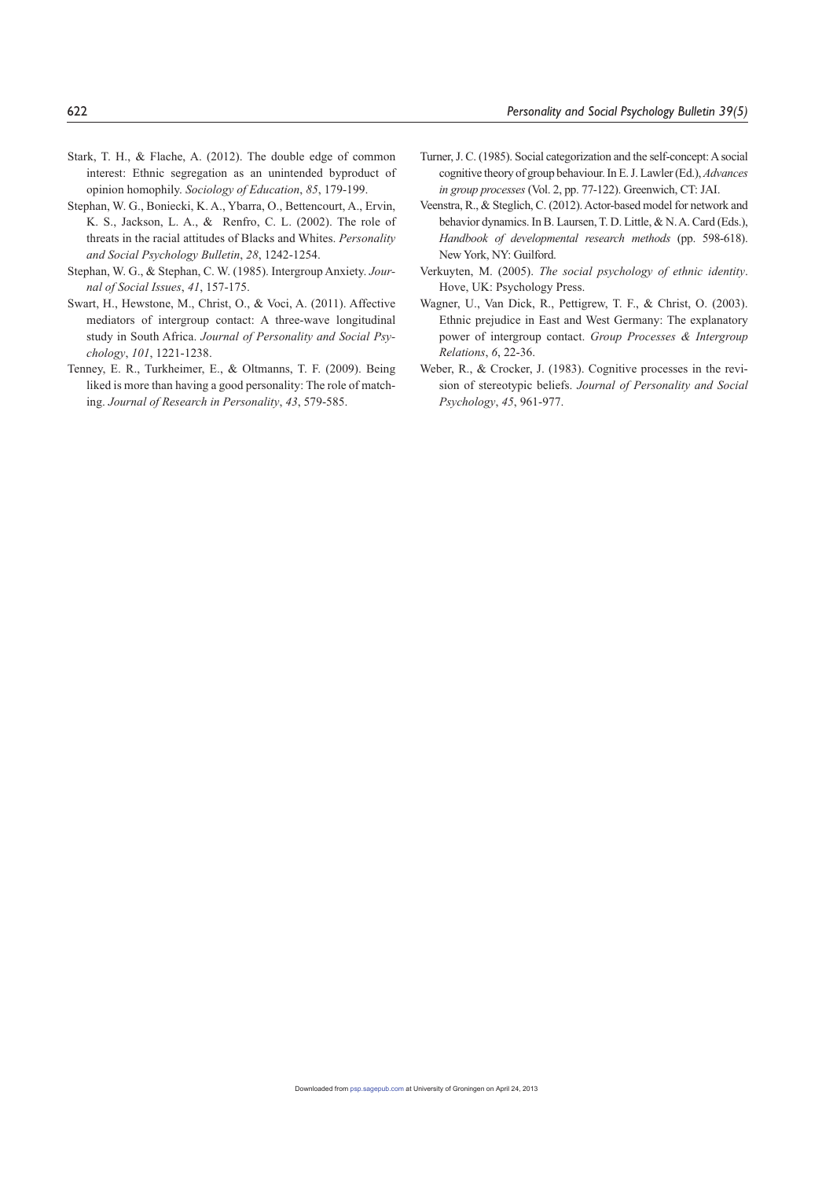Stark, T. H., & Flache, A. (2012). The double edge of common interest: Ethnic segregation as an unintended byproduct of opinion homophily. *Sociology of Education*, *85*, 179-199.

Stephan, W. G., Boniecki, K. A., Ybarra, O., Bettencourt, A., Ervin, K. S., Jackson, L. A., & Renfro, C. L. (2002). The role of threats in the racial attitudes of Blacks and Whites. *Personality and Social Psychology Bulletin*, *28*, 1242-1254.

Stephan, W. G., & Stephan, C. W. (1985). Intergroup Anxiety. *Journal of Social Issues*, *41*, 157-175.

Swart, H., Hewstone, M., Christ, O., & Voci, A. (2011). Affective mediators of intergroup contact: A three-wave longitudinal study in South Africa. *Journal of Personality and Social Psychology*, *101*, 1221-1238.

Tenney, E. R., Turkheimer, E., & Oltmanns, T. F. (2009). Being liked is more than having a good personality: The role of matching. *Journal of Research in Personality*, *43*, 579-585.

Turner, J. C. (1985). Social categorization and the self-concept: A social cognitive theory of group behaviour. In E. J. Lawler (Ed.), *Advances in group processes* (Vol. 2, pp. 77-122). Greenwich, CT: JAI.

Veenstra, R., & Steglich, C. (2012). Actor-based model for network and behavior dynamics. In B. Laursen, T. D. Little, & N. A. Card (Eds.), *Handbook of developmental research methods* (pp. 598-618). New York, NY: Guilford.

Verkuyten, M. (2005). *The social psychology of ethnic identity*. Hove, UK: Psychology Press.

Wagner, U., Van Dick, R., Pettigrew, T. F., & Christ, O. (2003). Ethnic prejudice in East and West Germany: The explanatory power of intergroup contact. *Group Processes & Intergroup Relations*, *6*, 22-36.

Weber, R., & Crocker, J. (1983). Cognitive processes in the revision of stereotypic beliefs. *Journal of Personality and Social Psychology*, *45*, 961-977.